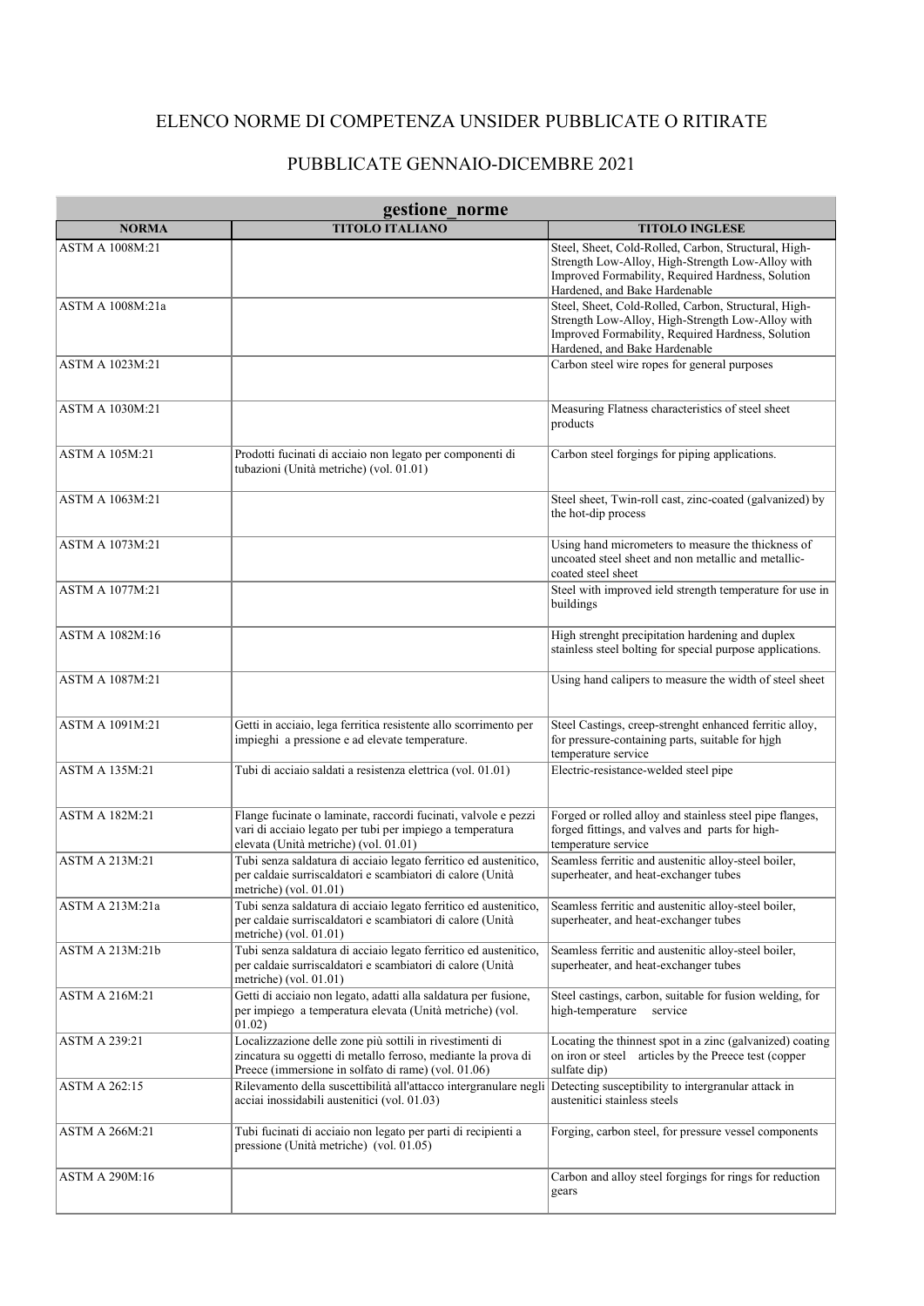# ELENCO NORME DI COMPETENZA UNSIDER PUBBLICATE O RITIRATE

## PUBBLICATE GENNAIO-DICEMBRE 2021

**gestione_norme**

| NORMA | TITOLO ITALIANO | TITOLO INGLESE |
|---|---|---|
| ASTM A 1008M:21 | | Steel, Sheet, Cold-Rolled, Carbon, Structural, High-Strength Low-Alloy, High-Strength Low-Alloy with Improved Formability, Required Hardness, Solution Hardened, and Bake Hardenable |
| ASTM A 1008M:21a | | Steel, Sheet, Cold-Rolled, Carbon, Structural, High-Strength Low-Alloy, High-Strength Low-Alloy with Improved Formability, Required Hardness, Solution Hardened, and Bake Hardenable |
| ASTM A 1023M:21 | | Carbon steel wire ropes for general purposes |
| ASTM A 1030M:21 | | Measuring Flatness characteristics of steel sheet products |
| ASTM A 105M:21 | Prodotti fucinati di acciaio non legato per componenti di tubazioni (Unità metriche) (vol. 01.01) | Carbon steel forgings for piping applications. |
| ASTM A 1063M:21 | | Steel sheet, Twin-roll cast, zinc-coated (galvanized) by the hot-dip process |
| ASTM A 1073M:21 | | Using hand micrometers to measure the thickness of uncoated steel sheet and non metallic and metallic-coated steel sheet |
| ASTM A 1077M:21 | | Steel with improved ield strength temperature for use in buildings |
| ASTM A 1082M:16 | | High strenght precipitation hardening and duplex stainless steel bolting for special purpose applications. |
| ASTM A 1087M:21 | | Using hand calipers to measure the width of steel sheet |
| ASTM A 1091M:21 | Getti in acciaio, lega ferritica resistente allo scorrimento per impieghi a pressione e ad elevate temperature. | Steel Castings, creep-strenght enhanced ferritic alloy, for pressure-containing parts, suitable for hjgh temperature service |
| ASTM A 135M:21 | Tubi di acciaio saldati a resistenza elettrica (vol. 01.01) | Electric-resistance-welded steel pipe |
| ASTM A 182M:21 | Flange fucinate o laminate, raccordi fucinati, valvole e pezzi vari di acciaio legato per tubi per impiego a temperatura elevata (Unità metriche) (vol. 01.01) | Forged or rolled alloy and stainless steel pipe flanges, forged fittings, and valves and parts for high-temperature service |
| ASTM A 213M:21 | Tubi senza saldatura di acciaio legato ferritico ed austenitico, per caldaie surriscaldatori e scambiatori di calore (Unità metriche) (vol. 01.01) | Seamless ferritic and austenitic alloy-steel boiler, superheater, and heat-exchanger tubes |
| ASTM A 213M:21a | Tubi senza saldatura di acciaio legato ferritico ed austenitico, per caldaie surriscaldatori e scambiatori di calore (Unità metriche) (vol. 01.01) | Seamless ferritic and austenitic alloy-steel boiler, superheater, and heat-exchanger tubes |
| ASTM A 213M:21b | Tubi senza saldatura di acciaio legato ferritico ed austenitico, per caldaie surriscaldatori e scambiatori di calore (Unità metriche) (vol. 01.01) | Seamless ferritic and austenitic alloy-steel boiler, superheater, and heat-exchanger tubes |
| ASTM A 216M:21 | Getti di acciaio non legato, adatti alla saldatura per fusione, per impiego a temperatura elevata (Unità metriche) (vol. 01.02) | Steel castings, carbon, suitable for fusion welding, for high-temperature service |
| ASTM A 239:21 | Localizzazione delle zone più sottili in rivestimenti di zincatura su oggetti di metallo ferroso, mediante la prova di Preece (immersione in solfato di rame) (vol. 01.06) | Locating the thinnest spot in a zinc (galvanized) coating on iron or steel articles by the Preece test (copper sulfate dip) |
| ASTM A 262:15 | Rilevamento della suscettibilità all'attacco intergranulare negli acciai inossidabili austenitici (vol. 01.03) | Detecting susceptibility to intergranular attack in austenitici stainless steels |
| ASTM A 266M:21 | Tubi fucinati di acciaio non legato per parti di recipienti a pressione (Unità metriche) (vol. 01.05) | Forging, carbon steel, for pressure vessel components |
| ASTM A 290M:16 | | Carbon and alloy steel forgings for rings for reduction gears |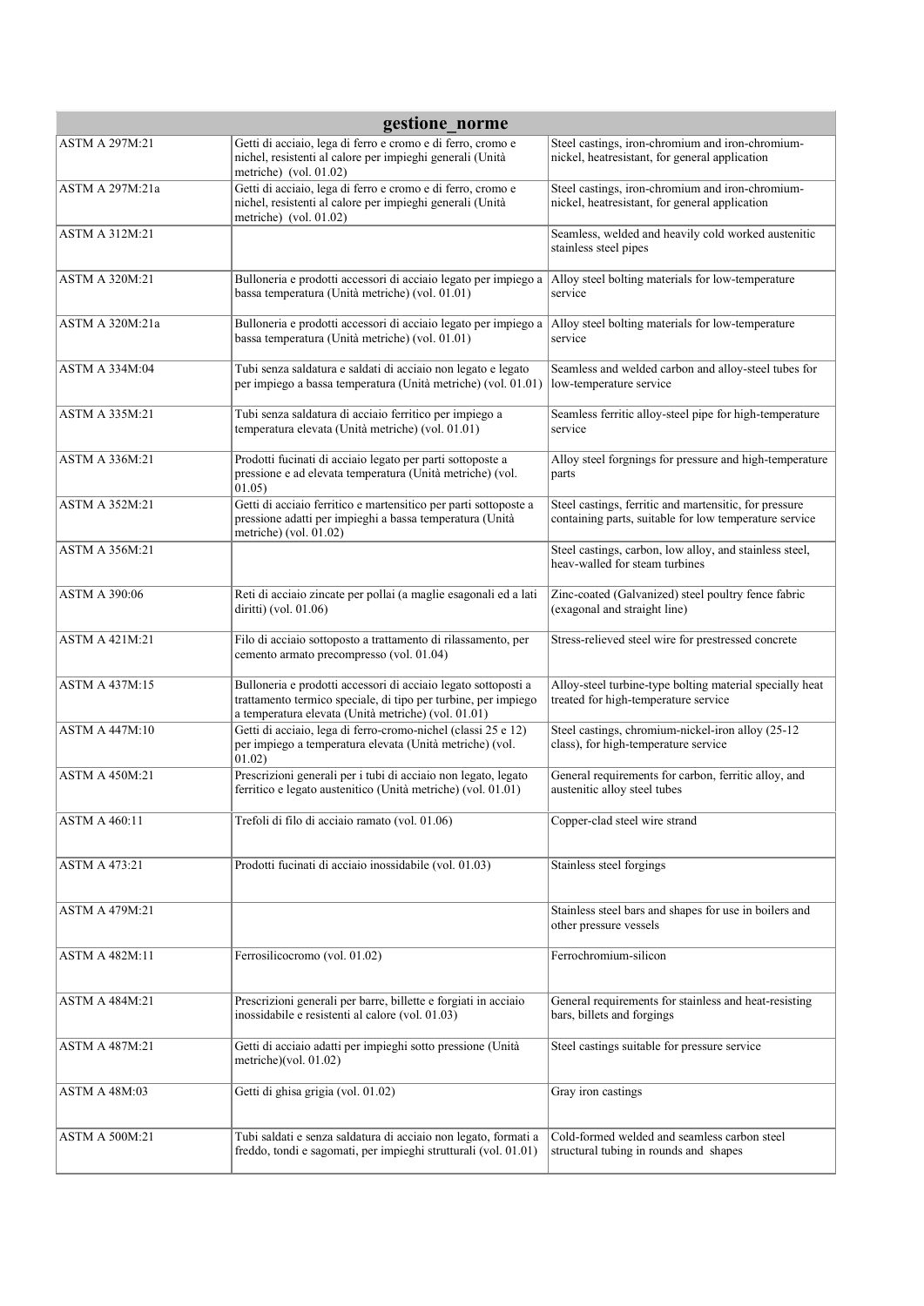| gestione_norme | | |
|---|---|---|
| ASTM A 297M:21 | Getti di acciaio, lega di ferro e cromo e di ferro, cromo e nichel, resistenti al calore per impieghi generali (Unità metriche) (vol. 01.02) | Steel castings, iron-chromium and iron-chromium-nickel, heatresistant, for general application |
| ASTM A 297M:21a | Getti di acciaio, lega di ferro e cromo e di ferro, cromo e nichel, resistenti al calore per impieghi generali (Unità metriche) (vol. 01.02) | Steel castings, iron-chromium and iron-chromium-nickel, heatresistant, for general application |
| ASTM A 312M:21 | | Seamless, welded and heavily cold worked austenitic stainless steel pipes |
| ASTM A 320M:21 | Bulloneria e prodotti accessori di acciaio legato per impiego a bassa temperatura (Unità metriche) (vol. 01.01) | Alloy steel bolting materials for low-temperature service |
| ASTM A 320M:21a | Bulloneria e prodotti accessori di acciaio legato per impiego a bassa temperatura (Unità metriche) (vol. 01.01) | Alloy steel bolting materials for low-temperature service |
| ASTM A 334M:04 | Tubi senza saldatura e saldati di acciaio non legato e legato per impiego a bassa temperatura (Unità metriche) (vol. 01.01) | Seamless and welded carbon and alloy-steel tubes for low-temperature service |
| ASTM A 335M:21 | Tubi senza saldatura di acciaio ferritico per impiego a temperatura elevata (Unità metriche) (vol. 01.01) | Seamless ferritic alloy-steel pipe for high-temperature service |
| ASTM A 336M:21 | Prodotti fucinati di acciaio legato per parti sottoposte a pressione e ad elevata temperatura (Unità metriche) (vol. 01.05) | Alloy steel forgnings for pressure and high-temperature parts |
| ASTM A 352M:21 | Getti di acciaio ferritico e martensitico per parti sottoposte a pressione adatti per impieghi a bassa temperatura (Unità metriche) (vol. 01.02) | Steel castings, ferritic and martensitic, for pressure containing parts, suitable for low temperature service |
| ASTM A 356M:21 | | Steel castings, carbon, low alloy, and stainless steel, heav-walled for steam turbines |
| ASTM A 390:06 | Reti di acciaio zincate per pollai (a maglie esagonali ed a lati diritti) (vol. 01.06) | Zinc-coated (Galvanized) steel poultry fence fabric (exagonal and straight line) |
| ASTM A 421M:21 | Filo di acciaio sottoposto a trattamento di rilassamento, per cemento armato precompresso (vol. 01.04) | Stress-relieved steel wire for prestressed concrete |
| ASTM A 437M:15 | Bulloneria e prodotti accessori di acciaio legato sottoposti a trattamento termico speciale, di tipo per turbine, per impiego a temperatura elevata (Unità metriche) (vol. 01.01) | Alloy-steel turbine-type bolting material specially heat treated for high-temperature service |
| ASTM A 447M:10 | Getti di acciaio, lega di ferro-cromo-nichel (classi 25 e 12) per impiego a temperatura elevata (Unità metriche) (vol. 01.02) | Steel castings, chromium-nickel-iron alloy (25-12 class), for high-temperature service |
| ASTM A 450M:21 | Prescrizioni generali per i tubi di acciaio non legato, legato ferritico e legato austenitico (Unità metriche) (vol. 01.01) | General requirements for carbon, ferritic alloy, and austenitic alloy steel tubes |
| ASTM A 460:11 | Trefoli di filo di acciaio ramato (vol. 01.06) | Copper-clad steel wire strand |
| ASTM A 473:21 | Prodotti fucinati di acciaio inossidabile (vol. 01.03) | Stainless steel forgings |
| ASTM A 479M:21 | | Stainless steel bars and shapes for use in boilers and other pressure vessels |
| ASTM A 482M:11 | Ferrosilicocromo (vol. 01.02) | Ferrochromium-silicon |
| ASTM A 484M:21 | Prescrizioni generali per barre, billette e forgiati in acciaio inossidabile e resistenti al calore (vol. 01.03) | General requirements for stainless and heat-resisting bars, billets and forgings |
| ASTM A 487M:21 | Getti di acciaio adatti per impieghi sotto pressione (Unità metriche)(vol. 01.02) | Steel castings suitable for pressure service |
| ASTM A 48M:03 | Getti di ghisa grigia (vol. 01.02) | Gray iron castings |
| ASTM A 500M:21 | Tubi saldati e senza saldatura di acciaio non legato, formati a freddo, tondi e sagomati, per impieghi strutturali (vol. 01.01) | Cold-formed welded and seamless carbon steel structural tubing in rounds and shapes |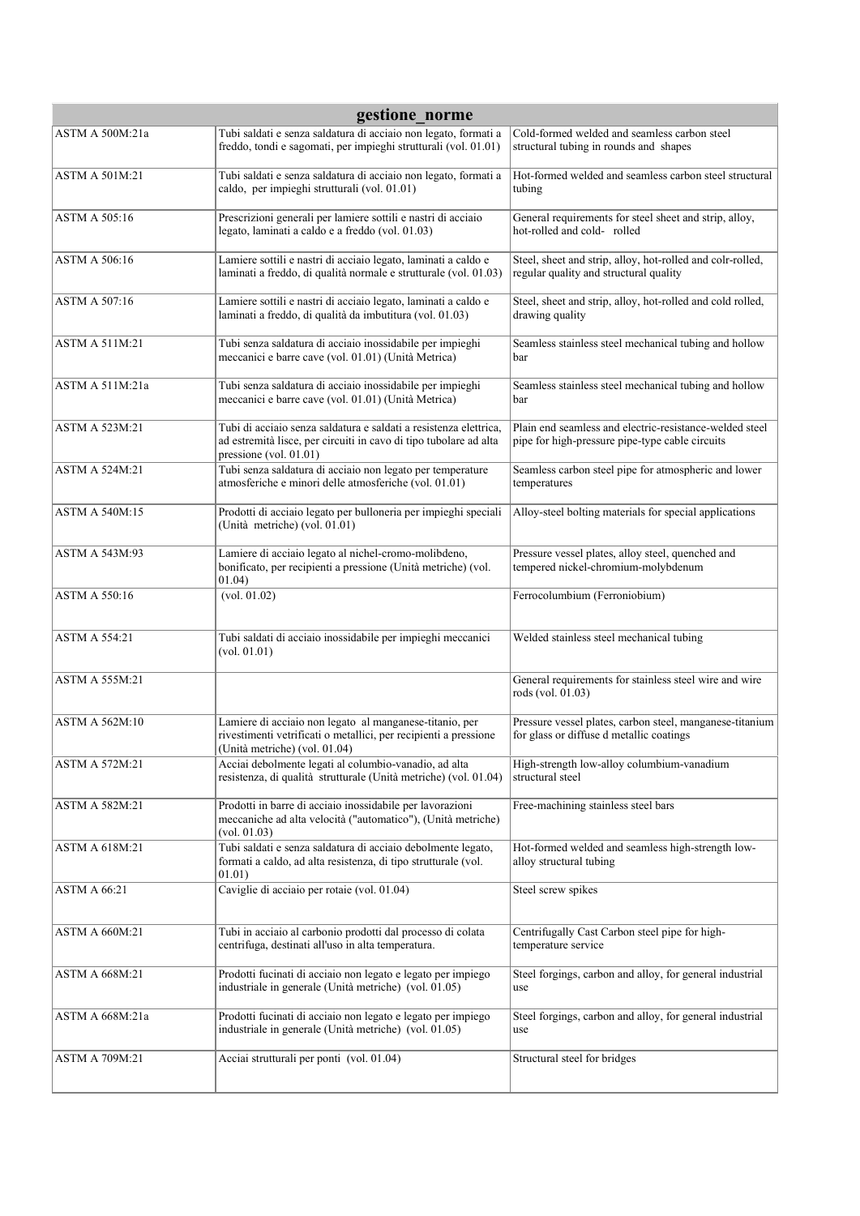| gestione_norme | | |
|---|---|---|
| ASTM A 500M:21a | Tubi saldati e senza saldatura di acciaio non legato, formati a freddo, tondi e sagomati, per impieghi strutturali (vol. 01.01) | Cold-formed welded and seamless carbon steel structural tubing in rounds and shapes |
| ASTM A 501M:21 | Tubi saldati e senza saldatura di acciaio non legato, formati a caldo, per impieghi strutturali (vol. 01.01) | Hot-formed welded and seamless carbon steel structural tubing |
| ASTM A 505:16 | Prescrizioni generali per lamiere sottili e nastri di acciaio legato, laminati a caldo e a freddo (vol. 01.03) | General requirements for steel sheet and strip, alloy, hot-rolled and cold- rolled |
| ASTM A 506:16 | Lamiere sottili e nastri di acciaio legato, laminati a caldo e laminati a freddo, di qualità normale e strutturale (vol. 01.03) | Steel, sheet and strip, alloy, hot-rolled and colr-rolled, regular quality and structural quality |
| ASTM A 507:16 | Lamiere sottili e nastri di acciaio legato, laminati a caldo e laminati a freddo, di qualità da imbutitura (vol. 01.03) | Steel, sheet and strip, alloy, hot-rolled and cold rolled, drawing quality |
| ASTM A 511M:21 | Tubi senza saldatura di acciaio inossidabile per impieghi meccanici e barre cave (vol. 01.01) (Unità Metrica) | Seamless stainless steel mechanical tubing and hollow bar |
| ASTM A 511M:21a | Tubi senza saldatura di acciaio inossidabile per impieghi meccanici e barre cave (vol. 01.01) (Unità Metrica) | Seamless stainless steel mechanical tubing and hollow bar |
| ASTM A 523M:21 | Tubi di acciaio senza saldatura e saldati a resistenza elettrica, ad estremità lisce, per circuiti in cavo di tipo tubolare ad alta pressione (vol. 01.01) | Plain end seamless and electric-resistance-welded steel pipe for high-pressure pipe-type cable circuits |
| ASTM A 524M:21 | Tubi senza saldatura di acciaio non legato per temperature atmosferiche e minori delle atmosferiche (vol. 01.01) | Seamless carbon steel pipe for atmospheric and lower temperatures |
| ASTM A 540M:15 | Prodotti di acciaio legato per bulloneria per impieghi speciali (Unità metriche) (vol. 01.01) | Alloy-steel bolting materials for special applications |
| ASTM A 543M:93 | Lamiere di acciaio legato al nichel-cromo-molibdeno, bonificato, per recipienti a pressione (Unità metriche) (vol. 01.04) | Pressure vessel plates, alloy steel, quenched and tempered nickel-chromium-molybdenum |
| ASTM A 550:16 | (vol. 01.02) | Ferrocolumbium (Ferroniobium) |
| ASTM A 554:21 | Tubi saldati di acciaio inossidabile per impieghi meccanici (vol. 01.01) | Welded stainless steel mechanical tubing |
| ASTM A 555M:21 | | General requirements for stainless steel wire and wire rods (vol. 01.03) |
| ASTM A 562M:10 | Lamiere di acciaio non legato al manganese-titanio, per rivestimenti vetrificati o metallici, per recipienti a pressione (Unità metriche) (vol. 01.04) | Pressure vessel plates, carbon steel, manganese-titanium for glass or diffuse d metallic coatings |
| ASTM A 572M:21 | Acciai debolmente legati al columbio-vanadio, ad alta resistenza, di qualità strutturale (Unità metriche) (vol. 01.04) | High-strength low-alloy columbium-vanadium structural steel |
| ASTM A 582M:21 | Prodotti in barre di acciaio inossidabile per lavorazioni meccaniche ad alta velocità ("automatico"), (Unità metriche) (vol. 01.03) | Free-machining stainless steel bars |
| ASTM A 618M:21 | Tubi saldati e senza saldatura di acciaio debolmente legato, formati a caldo, ad alta resistenza, di tipo strutturale (vol. 01.01) | Hot-formed welded and seamless high-strength low-alloy structural tubing |
| ASTM A 66:21 | Caviglie di acciaio per rotaie (vol. 01.04) | Steel screw spikes |
| ASTM A 660M:21 | Tubi in acciaio al carbonio prodotti dal processo di colata centrifuga, destinati all'uso in alta temperatura. | Centrifugally Cast Carbon steel pipe for high-temperature service |
| ASTM A 668M:21 | Prodotti fucinati di acciaio non legato e legato per impiego industriale in generale (Unità metriche) (vol. 01.05) | Steel forgings, carbon and alloy, for general industrial use |
| ASTM A 668M:21a | Prodotti fucinati di acciaio non legato e legato per impiego industriale in generale (Unità metriche) (vol. 01.05) | Steel forgings, carbon and alloy, for general industrial use |
| ASTM A 709M:21 | Acciai strutturali per ponti (vol. 01.04) | Structural steel for bridges |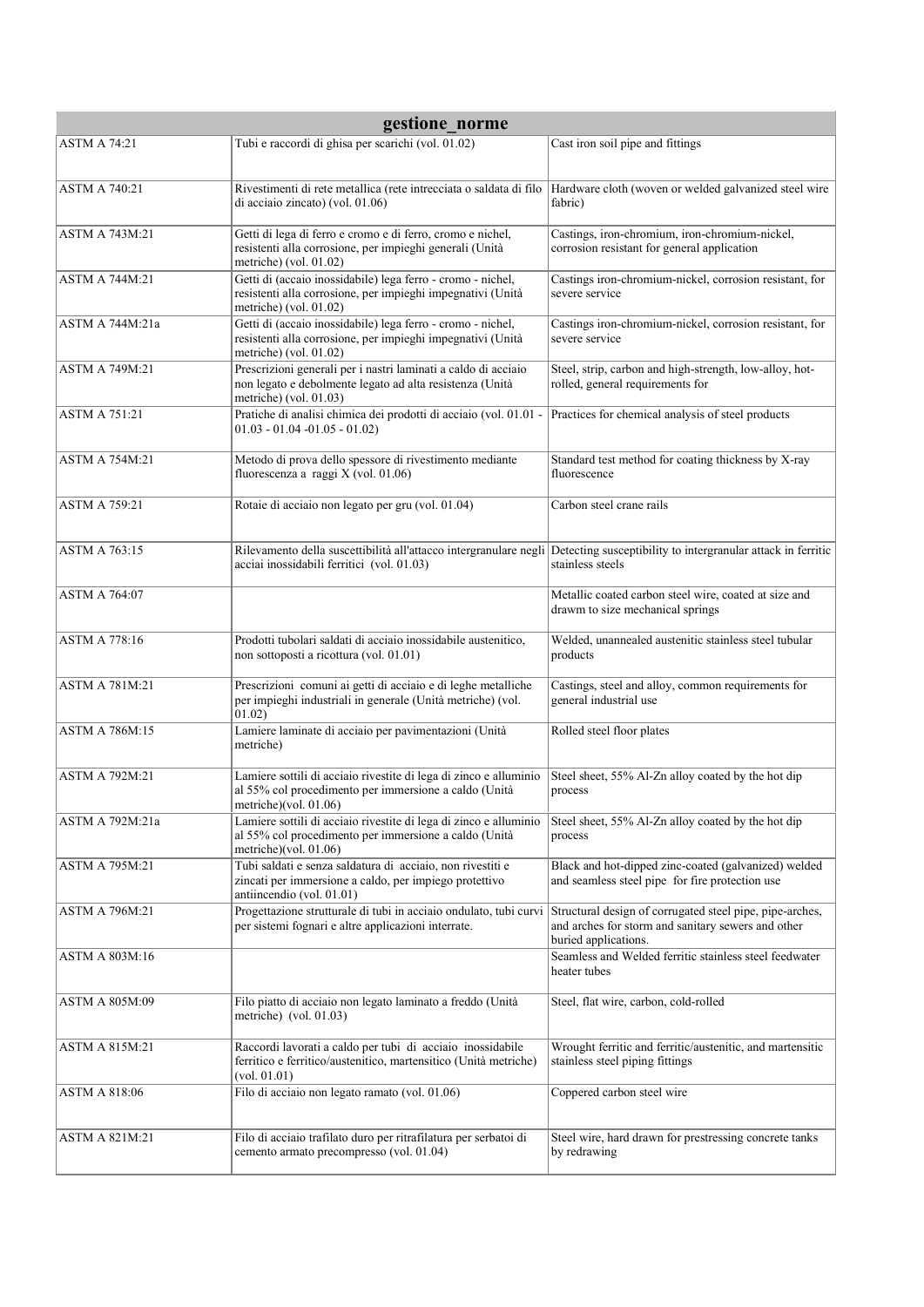| gestione_norme | | |
|---|---|---|
| ASTM A 74:21 | Tubi e raccordi di ghisa per scarichi (vol. 01.02) | Cast iron soil pipe and fittings |
| ASTM A 740:21 | Rivestimenti di rete metallica (rete intrecciata o saldata di filo di acciaio zincato) (vol. 01.06) | Hardware cloth (woven or welded galvanized steel wire fabric) |
| ASTM A 743M:21 | Getti di lega di ferro e cromo e di ferro, cromo e nichel, resistenti alla corrosione, per impieghi generali (Unità metriche) (vol. 01.02) | Castings, iron-chromium, iron-chromium-nickel, corrosion resistant for general application |
| ASTM A 744M:21 | Getti di (acciaio inossidabile) lega ferro - cromo - nichel, resistenti alla corrosione, per impieghi impegnativi (Unità metriche) (vol. 01.02) | Castings iron-chromium-nickel, corrosion resistant, for severe service |
| ASTM A 744M:21a | Getti di (acciaio inossidabile) lega ferro - cromo - nichel, resistenti alla corrosione, per impieghi impegnativi (Unità metriche) (vol. 01.02) | Castings iron-chromium-nickel, corrosion resistant, for severe service |
| ASTM A 749M:21 | Prescrizioni generali per i nastri laminati a caldo di acciaio non legato e debolmente legato ad alta resistenza (Unità metriche) (vol. 01.03) | Steel, strip, carbon and high-strength, low-alloy, hot-rolled, general requirements for |
| ASTM A 751:21 | Pratiche di analisi chimica dei prodotti di acciaio (vol. 01.01 - 01.03 - 01.04 -01.05 - 01.02) | Practices for chemical analysis of steel products |
| ASTM A 754M:21 | Metodo di prova dello spessore di rivestimento mediante fluorescenza a raggi X (vol. 01.06) | Standard test method for coating thickness by X-ray fluorescence |
| ASTM A 759:21 | Rotaie di acciaio non legato per gru (vol. 01.04) | Carbon steel crane rails |
| ASTM A 763:15 | Rilevamento della suscettibilità all'attacco intergranulare negli acciai inossidabili ferritici (vol. 01.03) | Detecting susceptibility to intergranular attack in ferritic stainless steels |
| ASTM A 764:07 | | Metallic coated carbon steel wire, coated at size and drawn to size mechanical springs |
| ASTM A 778:16 | Prodotti tubolari saldati di acciaio inossidabile austenitico, non sottoposti a ricottura (vol. 01.01) | Welded, unannealed austenitic stainless steel tubular products |
| ASTM A 781M:21 | Prescrizioni comuni ai getti di acciaio e di leghe metalliche per impieghi industriali in generale (Unità metriche) (vol. 01.02) | Castings, steel and alloy, common requirements for general industrial use |
| ASTM A 786M:15 | Lamiere laminate di acciaio per pavimentazioni (Unità metriche) | Rolled steel floor plates |
| ASTM A 792M:21 | Lamiere sottili di acciaio rivestite di lega di zinco e alluminio al 55% col procedimento per immersione a caldo (Unità metriche)(vol. 01.06) | Steel sheet, 55% Al-Zn alloy coated by the hot dip process |
| ASTM A 792M:21a | Lamiere sottili di acciaio rivestite di lega di zinco e alluminio al 55% col procedimento per immersione a caldo (Unità metriche)(vol. 01.06) | Steel sheet, 55% Al-Zn alloy coated by the hot dip process |
| ASTM A 795M:21 | Tubi saldati e senza saldatura di acciaio, non rivestiti e zincati per immersione a caldo, per impiego protettivo antiincendio (vol. 01.01) | Black and hot-dipped zinc-coated (galvanized) welded and seamless steel pipe for fire protection use |
| ASTM A 796M:21 | Progettazione strutturale di tubi in acciaio ondulato, tubi curvi per sistemi fognari e altre applicazioni interrate. | Structural design of corrugated steel pipe, pipe-arches, and arches for storm and sanitary sewers and other buried applications. |
| ASTM A 803M:16 | | Seamless and Welded ferritic stainless steel feedwater heater tubes |
| ASTM A 805M:09 | Filo piatto di acciaio non legato laminato a freddo (Unità metriche) (vol. 01.03) | Steel, flat wire, carbon, cold-rolled |
| ASTM A 815M:21 | Raccordi lavorati a caldo per tubi di acciaio inossidabile ferritico e ferritico/austenitico, martensitico (Unità metriche) (vol. 01.01) | Wrought ferritic and ferritic/austenitic, and martensitic stainless steel piping fittings |
| ASTM A 818:06 | Filo di acciaio non legato ramato (vol. 01.06) | Coppered carbon steel wire |
| ASTM A 821M:21 | Filo di acciaio trafilato duro per ritrafilatura per serbatoi di cemento armato precompresso (vol. 01.04) | Steel wire, hard drawn for prestressing concrete tanks by redrawing |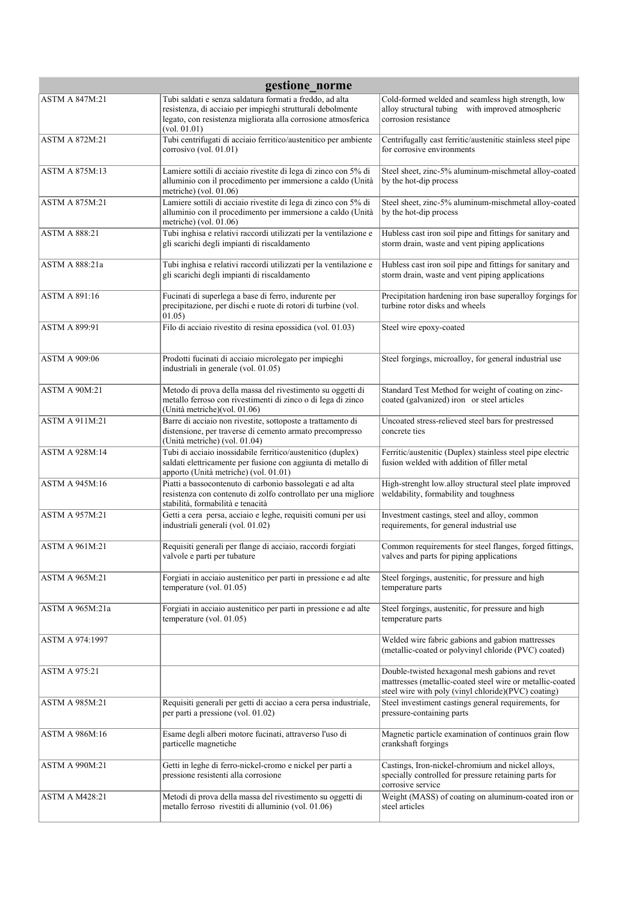| gestione_norme | | |
|---|---|---|
| ASTM A 847M:21 | Tubi saldati e senza saldatura formati a freddo, ad alta resistenza, di acciaio per impieghi strutturali debolmente legato, con resistenza migliorata alla corrosione atmosferica (vol. 01.01) | Cold-formed welded and seamless high strength, low alloy structural tubing with improved atmospheric corrosion resistance |
| ASTM A 872M:21 | Tubi centrifugati di acciaio ferritico/austenitico per ambiente corrosivo (vol. 01.01) | Centrifugally cast ferritic/austenitic stainless steel pipe for corrosive environments |
| ASTM A 875M:13 | Lamiere sottili di acciaio rivestite di lega di zinco con 5% di alluminio con il procedimento per immersione a caldo (Unità metriche) (vol. 01.06) | Steel sheet, zinc-5% aluminum-mischmetal alloy-coated by the hot-dip process |
| ASTM A 875M:21 | Lamiere sottili di acciaio rivestite di lega di zinco con 5% di alluminio con il procedimento per immersione a caldo (Unità metriche) (vol. 01.06) | Steel sheet, zinc-5% aluminum-mischmetal alloy-coated by the hot-dip process |
| ASTM A 888:21 | Tubi inghisa e relativi raccordi utilizzati per la ventilazione e gli scarichi degli impianti di riscaldamento | Hubless cast iron soil pipe and fittings for sanitary and storm drain, waste and vent piping applications |
| ASTM A 888:21a | Tubi inghisa e relativi raccordi utilizzati per la ventilazione e gli scarichi degli impianti di riscaldamento | Hubless cast iron soil pipe and fittings for sanitary and storm drain, waste and vent piping applications |
| ASTM A 891:16 | Fucinati di superlega a base di ferro, indurente per precipitazione, per dischi e ruote di rotori di turbine (vol. 01.05) | Precipitation hardening iron base superalloy forgings for turbine rotor disks and wheels |
| ASTM A 899:91 | Filo di acciaio rivestito di resina epossidica (vol. 01.03) | Steel wire epoxy-coated |
| ASTM A 909:06 | Prodotti fucinati di acciaio microlegato per impieghi industriali in generale (vol. 01.05) | Steel forgings, microalloy, for general industrial use |
| ASTM A 90M:21 | Metodo di prova della massa del rivestimento su oggetti di metallo ferroso con rivestimenti di zinco o di lega di zinco (Unità metriche)(vol. 01.06) | Standard Test Method for weight of coating on zinc-coated (galvanized) iron or steel articles |
| ASTM A 911M:21 | Barre di acciaio non rivestite, sottoposte a trattamento di distensione, per traverse di cemento armato precompresso (Unità metriche) (vol. 01.04) | Uncoated stress-relieved steel bars for prestressed concrete ties |
| ASTM A 928M:14 | Tubi di acciaio inossidabile ferritico/austenitico (duplex) saldati elettricamente per fusione con aggiunta di metallo di apporto (Unità metriche) (vol. 01.01) | Ferritic/austenitic (Duplex) stainless steel pipe electric fusion welded with addition of filler metal |
| ASTM A 945M:16 | Piatti a bassocontenuto di carbonio bassolegati e ad alta resistenza con contenuto di zolfo controllato per una migliore stabilità, formabilità e tenacità | High-strenght low.alloy structural steel plate improved weldability, formability and toughness |
| ASTM A 957M:21 | Getti a cera persa, acciaio e leghe, requisiti comuni per usi industriali generali (vol. 01.02) | Investment castings, steel and alloy, common requirements, for general industrial use |
| ASTM A 961M:21 | Requisiti generali per flange di acciaio, raccordi forgiati valvole e parti per tubature | Common requirements for steel flanges, forged fittings, valves and parts for piping applications |
| ASTM A 965M:21 | Forgiati in acciaio austenitico per parti in pressione e ad alte temperature (vol. 01.05) | Steel forgings, austenitic, for pressure and high temperature parts |
| ASTM A 965M:21a | Forgiati in acciaio austenitico per parti in pressione e ad alte temperature (vol. 01.05) | Steel forgings, austenitic, for pressure and high temperature parts |
| ASTM A 974:1997 | | Welded wire fabric gabions and gabion mattresses (metallic-coated or polyvinyl chloride (PVC) coated) |
| ASTM A 975:21 | | Double-twisted hexagonal mesh gabions and revet mattresses (metallic-coated steel wire or metallic-coated steel wire with poly (vinyl chloride)(PVC) coating) |
| ASTM A 985M:21 | Requisiti generali per getti di acciao a cera persa industriale, per parti a pressione (vol. 01.02) | Steel investiment castings general requirements, for pressure-containing parts |
| ASTM A 986M:16 | Esame degli alberi motore fucinati, attraverso l'uso di particelle magnetiche | Magnetic particle examination of continuos grain flow crankshaft forgings |
| ASTM A 990M:21 | Getti in leghe di ferro-nickel-cromo e nickel per parti a pressione resistenti alla corrosione | Castings, Iron-nickel-chromium and nickel alloys, specially controlled for pressure retaining parts for corrosive service |
| ASTM A M428:21 | Metodi di prova della massa del rivestimento su oggetti di metallo ferroso rivestiti di alluminio (vol. 01.06) | Weight (MASS) of coating on aluminum-coated iron or steel articles |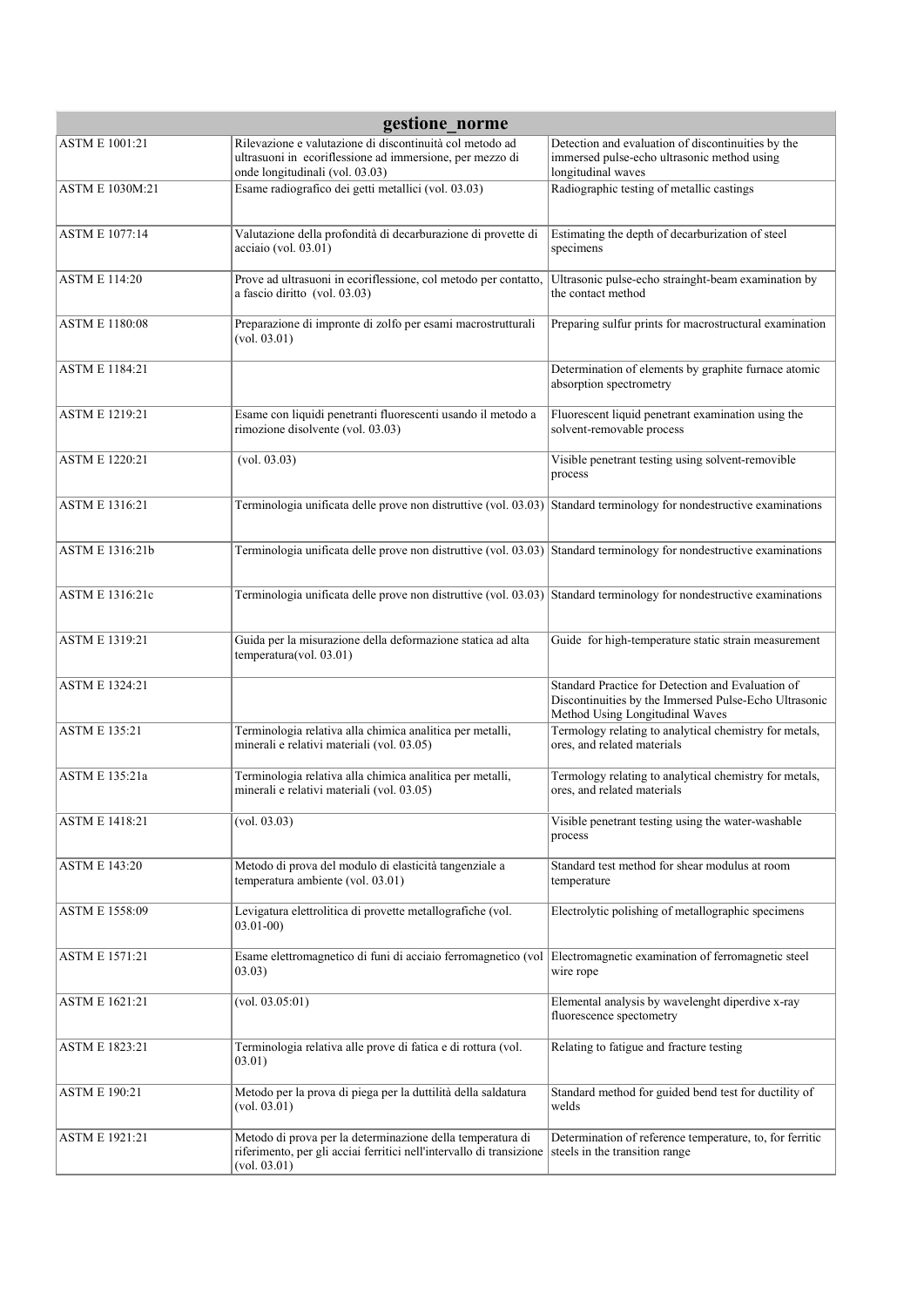| gestione_norme | | |
|---|---|---|
| ASTM E 1001:21 | Rilevazione e valutazione di discontinuità col metodo ad ultrasuoni in ecoriflessione ad immersione, per mezzo di onde longitudinali (vol. 03.03) | Detection and evaluation of discontinuities by the immersed pulse-echo ultrasonic method using longitudinal waves |
| ASTM E 1030M:21 | Esame radiografico dei getti metallici (vol. 03.03) | Radiographic testing of metallic castings |
| ASTM E 1077:14 | Valutazione della profondità di decarburazione di provette di acciaio (vol. 03.01) | Estimating the depth of decarburization of steel specimens |
| ASTM E 114:20 | Prove ad ultrasuoni in ecoriflessione, col metodo per contatto, a fascio diritto (vol. 03.03) | Ultrasonic pulse-echo strainght-beam examination by the contact method |
| ASTM E 1180:08 | Preparazione di impronte di zolfo per esami macrostrutturali (vol. 03.01) | Preparing sulfur prints for macrostructural examination |
| ASTM E 1184:21 | | Determination of elements by graphite furnace atomic absorption spectrometry |
| ASTM E 1219:21 | Esame con liquidi penetranti fluorescenti usando il metodo a rimozione disolvente (vol. 03.03) | Fluorescent liquid penetrant examination using the solvent-removable process |
| ASTM E 1220:21 | (vol. 03.03) | Visible penetrant testing using solvent-removible process |
| ASTM E 1316:21 | Terminologia unificata delle prove non distruttive (vol. 03.03) | Standard terminology for nondestructive examinations |
| ASTM E 1316:21b | Terminologia unificata delle prove non distruttive (vol. 03.03) | Standard terminology for nondestructive examinations |
| ASTM E 1316:21c | Terminologia unificata delle prove non distruttive (vol. 03.03) | Standard terminology for nondestructive examinations |
| ASTM E 1319:21 | Guida per la misurazione della deformazione statica ad alta temperatura(vol. 03.01) | Guide for high-temperature static strain measurement |
| ASTM E 1324:21 | | Standard Practice for Detection and Evaluation of Discontinuities by the Immersed Pulse-Echo Ultrasonic Method Using Longitudinal Waves |
| ASTM E 135:21 | Terminologia relativa alla chimica analitica per metalli, minerali e relativi materiali (vol. 03.05) | Termology relating to analytical chemistry for metals, ores, and related materials |
| ASTM E 135:21a | Terminologia relativa alla chimica analitica per metalli, minerali e relativi materiali (vol. 03.05) | Termology relating to analytical chemistry for metals, ores, and related materials |
| ASTM E 1418:21 | (vol. 03.03) | Visible penetrant testing using the water-washable process |
| ASTM E 143:20 | Metodo di prova del modulo di elasticità tangenziale a temperatura ambiente (vol. 03.01) | Standard test method for shear modulus at room temperature |
| ASTM E 1558:09 | Levigatura elettrolitica di provette metallografiche (vol. 03.01-00) | Electrolytic polishing of metallographic specimens |
| ASTM E 1571:21 | Esame elettromagnetico di funi di acciaio ferromagnetico (vol 03.03) | Electromagnetic examination of ferromagnetic steel wire rope |
| ASTM E 1621:21 | (vol. 03.05:01) | Elemental analysis by wavelenght diperdive x-ray fluorescence spectometry |
| ASTM E 1823:21 | Terminologia relativa alle prove di fatica e di rottura (vol. 03.01) | Relating to fatigue and fracture testing |
| ASTM E 190:21 | Metodo per la prova di piega per la duttilità della saldatura (vol. 03.01) | Standard method for guided bend test for ductility of welds |
| ASTM E 1921:21 | Metodo di prova per la determinazione della temperatura di riferimento, per gli acciai ferritici nell'intervallo di transizione (vol. 03.01) | Determination of reference temperature, to, for ferritic steels in the transition range |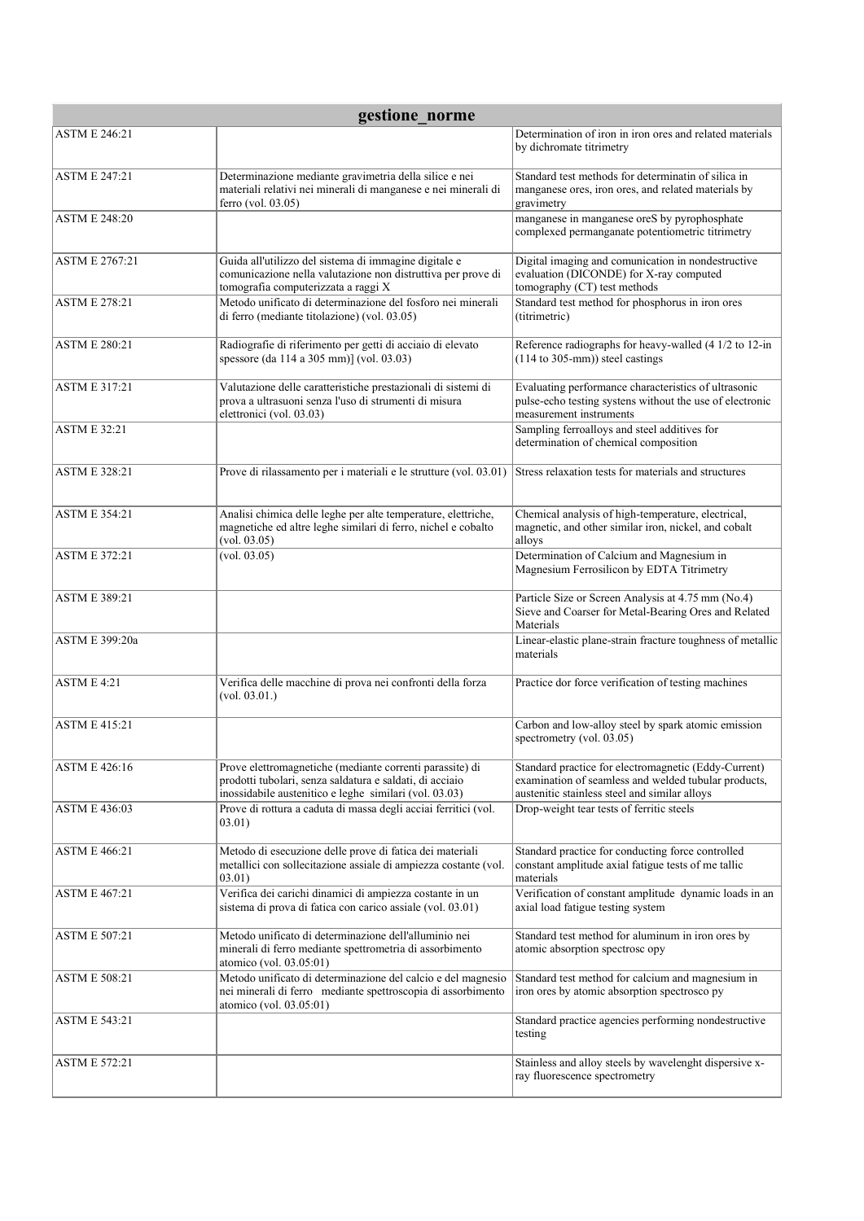| gestione_norme | | |
|---|---|---|
| ASTM E 246:21 | | Determination of iron in iron ores and related materials by dichromate titrimetry |
| ASTM E 247:21 | Determinazione mediante gravimetria della silice e nei materiali relativi nei minerali di manganese e nei minerali di ferro (vol. 03.05) | Standard test methods for determinatin of silica in manganese ores, iron ores, and related materials by gravimetry |
| ASTM E 248:20 | | manganese in manganese oreS by pyrophosphate complexed permanganate potentiometric titrimetry |
| ASTM E 2767:21 | Guida all'utilizzo del sistema di immagine digitale e comunicazione nella valutazione non distruttiva per prove di tomografia computerizzata a raggi X | Digital imaging and comunication in nondestructive evaluation (DICONDE) for X-ray computed tomography (CT) test methods |
| ASTM E 278:21 | Metodo unificato di determinazione del fosforo nei minerali di ferro (mediante titolazione) (vol. 03.05) | Standard test method for phosphorus in iron ores (titrimetric) |
| ASTM E 280:21 | Radiografie di riferimento per getti di acciaio di elevato spessore (da 114 a 305 mm)] (vol. 03.03) | Reference radiographs for heavy-walled (4 1/2 to 12-in (114 to 305-mm)) steel castings |
| ASTM E 317:21 | Valutazione delle caratteristiche prestazionali di sistemi di prova a ultrasuoni senza l'uso di strumenti di misura elettronici (vol. 03.03) | Evaluating performance characteristics of ultrasonic pulse-echo testing systens without the use of electronic measurement instruments |
| ASTM E 32:21 | | Sampling ferroalloys and steel additives for determination of chemical composition |
| ASTM E 328:21 | Prove di rilassamento per i materiali e le strutture (vol. 03.01) | Stress relaxation tests for materials and structures |
| ASTM E 354:21 | Analisi chimica delle leghe per alte temperature, elettriche, magnetiche ed altre leghe similari di ferro, nichel e cobalto (vol. 03.05) | Chemical analysis of high-temperature, electrical, magnetic, and other similar iron, nickel, and cobalt alloys |
| ASTM E 372:21 | (vol. 03.05) | Determination of Calcium and Magnesium in Magnesium Ferrosilicon by EDTA Titrimetry |
| ASTM E 389:21 | | Particle Size or Screen Analysis at 4.75 mm (No.4) Sieve and Coarser for Metal-Bearing Ores and Related Materials |
| ASTM E 399:20a | | Linear-elastic plane-strain fracture toughness of metallic materials |
| ASTM E 4:21 | Verifica delle macchine di prova nei confronti della forza (vol. 03.01.) | Practice dor force verification of testing machines |
| ASTM E 415:21 | | Carbon and low-alloy steel by spark atomic emission spectrometry (vol. 03.05) |
| ASTM E 426:16 | Prove elettromagnetiche (mediante correnti parassite) di prodotti tubolari, senza saldatura e saldati, di acciaio inossidabile austenitico e leghe similari (vol. 03.03) | Standard practice for electromagnetic (Eddy-Current) examination of seamless and welded tubular products, austenitic stainless steel and similar alloys |
| ASTM E 436:03 | Prove di rottura a caduta di massa degli acciai ferritici (vol. 03.01) | Drop-weight tear tests of ferritic steels |
| ASTM E 466:21 | Metodo di esecuzione delle prove di fatica dei materiali metallici con sollecitazione assiale di ampiezza costante (vol. 03.01) | Standard practice for conducting force controlled constant amplitude axial fatigue tests of me tallic materials |
| ASTM E 467:21 | Verifica dei carichi dinamici di ampiezza costante in un sistema di prova di fatica con carico assiale (vol. 03.01) | Verification of constant amplitude dynamic loads in an axial load fatigue testing system |
| ASTM E 507:21 | Metodo unificato di determinazione dell'alluminio nei minerali di ferro mediante spettrometria di assorbimento atomico (vol. 03.05:01) | Standard test method for aluminum in iron ores by atomic absorption spectrosc opy |
| ASTM E 508:21 | Metodo unificato di determinazione del calcio e del magnesio nei minerali di ferro mediante spettroscopia di assorbimento atomico (vol. 03.05:01) | Standard test method for calcium and magnesium in iron ores by atomic absorption spectrosco py |
| ASTM E 543:21 | | Standard practice agencies performing nondestructive testing |
| ASTM E 572:21 | | Stainless and alloy steels by wavelenght dispersive x-ray fluorescence spectrometry |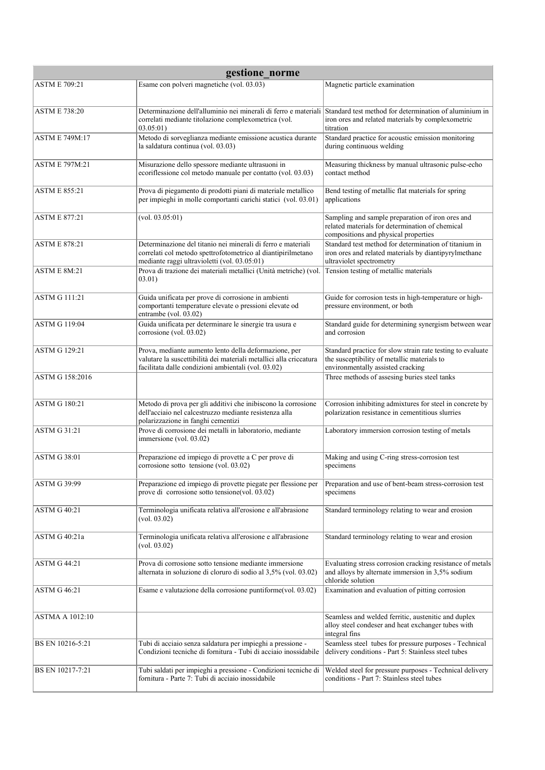| gestione_norme | | |
|---|---|---|
| ASTM E 709:21 | Esame con polveri magnetiche (vol. 03.03) | Magnetic particle examination |
| ASTM E 738:20 | Determinazione dell'alluminio nei minerali di ferro e materiali correlati mediante titolazione complexometrica (vol. 03.05:01) | Standard test method for determination of aluminium in iron ores and related materials by complexometric titration |
| ASTM E 749M:17 | Metodo di sorveglianza mediante emissione acustica durante la saldatura continua (vol. 03.03) | Standard practice for acoustic emission monitoring during continuous welding |
| ASTM E 797M:21 | Misurazione dello spessore mediante ultrasuoni in ecoriflessione col metodo manuale per contatto (vol. 03.03) | Measuring thickness by manual ultrasonic pulse-echo contact method |
| ASTM E 855:21 | Prova di piegamento di prodotti piani di materiale metallico per impieghi in molle comportanti carichi statici (vol. 03.01) | Bend testing of metallic flat materials for spring applications |
| ASTM E 877:21 | (vol. 03.05:01) | Sampling and sample preparation of iron ores and related materials for determination of chemical compositions and physical properties |
| ASTM E 878:21 | Determinazione del titanio nei minerali di ferro e materiali correlati col metodo spettrofotometrico al diantipirilmetano mediante raggi ultravioletti (vol. 03.05:01) | Standard test method for determination of titanium in iron ores and related materials by diantipyrylmethane ultraviolet spectrometry |
| ASTM E 8M:21 | Prova di trazione dei materiali metallici (Unità metriche) (vol. 03.01) | Tension testing of metallic materials |
| ASTM G 111:21 | Guida unificata per prove di corrosione in ambienti comportanti temperature elevate o pressioni elevate od entrambe (vol. 03.02) | Guide for corrosion tests in high-temperature or high-pressure environment, or both |
| ASTM G 119:04 | Guida unificata per determinare le sinergie tra usura e corrosione (vol. 03.02) | Standard guide for determining synergism between wear and corrosion |
| ASTM G 129:21 | Prova, mediante aumento lento della deformazione, per valutare la suscettibilità dei materiali metallici alla criccatura facilitata dalle condizioni ambientali (vol. 03.02) | Standard practice for slow strain rate testing to evaluate the susceptibility of metallic materials to environmentally assisted cracking |
| ASTM G 158:2016 | | Three methods of assesing buries steel tanks |
| ASTM G 180:21 | Metodo di prova per gli additivi che inibiscono la corrosione dell'acciaio nel calcestruzzo mediante resistenza alla polarizzazione in fanghi cementizi | Corrosion inhibiting admixtures for steel in concrete by polarization resistance in cementitious slurries |
| ASTM G 31:21 | Prove di corrosione dei metalli in laboratorio, mediante immersione (vol. 03.02) | Laboratory immersion corrosion testing of metals |
| ASTM G 38:01 | Preparazione ed impiego di provette a C per prove di corrosione sotto tensione (vol. 03.02) | Making and using C-ring stress-corrosion test specimens |
| ASTM G 39:99 | Preparazione ed impiego di provette piegate per flessione per prove di corrosione sotto tensione(vol. 03.02) | Preparation and use of bent-beam stress-corrosion test specimens |
| ASTM G 40:21 | Terminologia unificata relativa all'erosione e all'abrasione (vol. 03.02) | Standard terminology relating to wear and erosion |
| ASTM G 40:21a | Terminologia unificata relativa all'erosione e all'abrasione (vol. 03.02) | Standard terminology relating to wear and erosion |
| ASTM G 44:21 | Prova di corrosione sotto tensione mediante immersione alternata in soluzione di cloruro di sodio al 3,5% (vol. 03.02) | Evaluating stress corrosion cracking resistance of metals and alloys by alternate immersion in 3,5% sodium chloride solution |
| ASTM G 46:21 | Esame e valutazione della corrosione puntiforme(vol. 03.02) | Examination and evaluation of pitting corrosion |
| ASTMA A 1012:10 | | Seamless and welded ferritic, austenitic and duplex alloy steel condeser and heat exchanger tubes with integral fins |
| BS EN 10216-5:21 | Tubi di acciaio senza saldatura per impieghi a pressione - Condizioni tecniche di fornitura - Tubi di acciaio inossidabile | Seamless steel tubes for pressure purposes - Technical delivery conditions - Part 5: Stainless steel tubes |
| BS EN 10217-7:21 | Tubi saldati per impieghi a pressione - Condizioni tecniche di fornitura - Parte 7: Tubi di acciaio inossidabile | Welded steel for pressure purposes - Technical delivery conditions - Part 7: Stainless steel tubes |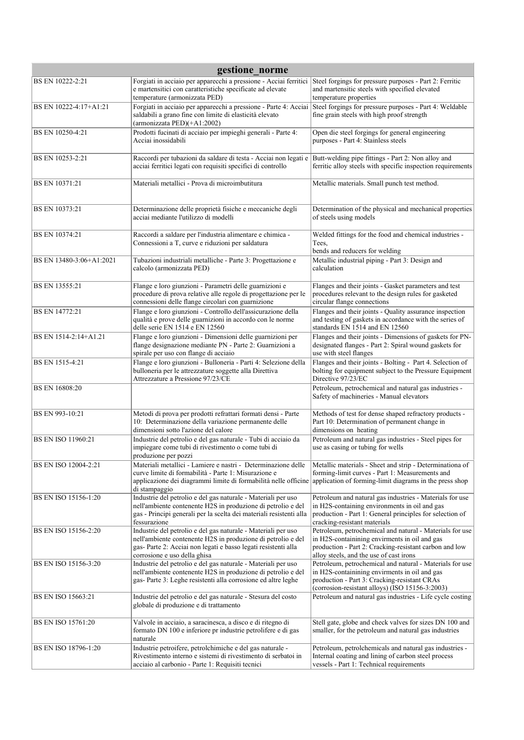| gestione_norme | | |
|---|---|---|
| BS EN 10222-2:21 | Forgiati in acciaio per apparecchi a pressione - Acciai ferritici e martensitici con caratteristiche specificate ad elevate temperature (armonizzata PED) | Steel forgings for pressure purposes - Part 2: Ferritic and martensitic steels with specified elevated temperature properties |
| BS EN 10222-4:17+A1:21 | Forgiati in acciaio per apparecchi a pressione - Parte 4: Acciai saldabili a grano fine con limite di elasticità elevato (armonizzata PED)(+A1:2002) | Steel forgings for pressure purposes - Part 4: Weldable fine grain steels with high proof strength |
| BS EN 10250-4:21 | Prodotti fucinati di acciaio per impieghi generali - Parte 4: Acciai inossidabili | Open die steel forgings for general engineering purposes - Part 4: Stainless steels |
| BS EN 10253-2:21 | Raccordi per tubazioni da saldare di testa - Acciai non legati e acciai ferritici legati con requisiti specifici di controllo | Butt-welding pipe fittings - Part 2: Non alloy and ferritic alloy steels with specific inspection requirements |
| BS EN 10371:21 | Materiali metallici - Prova di microimbutitura | Metallic materials. Small punch test method. |
| BS EN 10373:21 | Determinazione delle proprietà fisiche e meccaniche degli acciai mediante l'utilizzo di modelli | Determination of the physical and mechanical properties of steels using models |
| BS EN 10374:21 | Raccordi a saldare per l'industria alimentare e chimica - Connessioni a T, curve e riduzioni per saldatura | Welded fittings for the food and chemical industries - Tees, bends and reducers for welding |
| BS EN 13480-3:06+A1:2021 | Tubazioni industriali metalliche - Parte 3: Progettazione e calcolo (armonizzata PED) | Metallic industrial piping - Part 3: Design and calculation |
| BS EN 13555:21 | Flange e loro giunzioni - Parametri delle guarnizioni e procedure di prova relative alle regole di progettazione per le connessioni delle flange circolari con guarnizione | Flanges and their joints - Gasket parameters and test procedures relevant to the design rules for gasketed circular flange connections |
| BS EN 14772:21 | Flange e loro giunzioni - Controllo dell'assicurazione della qualità e prove delle guarnizioni in accordo con le norme delle serie EN 1514 e EN 12560 | Flanges and their joints - Quality assurance inspection and testing of gaskets in accordance with the series of standards EN 1514 and EN 12560 |
| BS EN 1514-2:14+A1.21 | Flange e loro giunzioni - Dimensioni delle guarnizioni per flange designazione mediante PN - Parte 2: Guarnizioni a spirale per uso con flange di acciaio | Flanges and their joints - Dimensions of gaskets for PN-designated flanges - Part 2: Spiral wound gaskets for use with steel flanges |
| BS EN 1515-4:21 | Flange e loro giunzioni - Bulloneria - Parti 4: Selezione della bulloneria per le attrezzature soggette alla Direttiva Attrezzature a Pressione 97/23/CE | Flanges and their joints - Bolting - Part 4. Selection of bolting for equipment subject to the Pressure Equipment Directive 97/23/EC |
| BS EN 16808:20 | | Petroleum, petrochemical and natural gas industries - Safety of machineries - Manual elevators |
| BS EN 993-10:21 | Metodi di prova per prodotti refrattari formati densi - Parte 10: Determinazione della variazione permanente delle dimensioni sotto l'azione del calore | Methods of test for dense shaped refractory products - Part 10: Determination of permanent change in dimensions on heating |
| BS EN ISO 11960:21 | Industrie del petrolio e del gas naturale - Tubi di acciaio da impiegare come tubi di rivestimento o come tubi di produzione per pozzi | Petroleum and natural gas industries - Steel pipes for use as casing or tubing for wells |
| BS EN ISO 12004-2:21 | Materiali metallici - Lamiere e nastri - Determinazione delle curve limite di formabilità - Parte 1: Misurazione e applicazione dei diagrammi limite di formabilità nelle officine di stampaggio | Metallic materials - Sheet and strip - Determinationa of forming-limit curves - Part 1: Measurements and application of forming-limit diagrams in the press shop |
| BS EN ISO 15156-1:20 | Industrie del petrolio e del gas naturale - Materiali per uso nell'ambiente contenente H2S in produzione di petrolio e del gas - Principi generali per la scelta dei materiali resistenti alla fessurazione | Petroleum and natural gas industries - Materials for use in H2S-containing environments in oil and gas production - Part 1: General principles for selection of cracking-resistant materials |
| BS EN ISO 15156-2:20 | Industrie del petrolio e del gas naturale - Materiali per uso nell'ambiente contenente H2S in produzione di petrolio e del gas- Parte 2: Acciai non legati e basso legati resistenti alla corrosione e uso della ghisa | Petroleum, petrochemical and natural - Materials for use in H2S-containining envirments in oil and gas production - Part 2: Cracking-resistant carbon and low alloy steels, and the use of cast irons |
| BS EN ISO 15156-3:20 | Industrie del petrolio e del gas naturale - Materiali per uso nell'ambiente contenente H2S in produzione di petrolio e del gas- Parte 3: Leghe resistenti alla corrosione ed altre leghe | Petroleum, petrochemical and natural - Materials for use in H2S-containining envirments in oil and gas production - Part 3: Cracking-resistant CRAs (corrosion-resistant alloys) (ISO 15156-3:2003) |
| BS EN ISO 15663:21 | Industrie del petrolio e del gas naturale - Stesura del costo globale di produzione e di trattamento | Petroleum and natural gas industries - Life cycle costing |
| BS EN ISO 15761:20 | Valvole in acciaio, a saracinesca, a disco e di ritegno di formato DN 100 e inferiore pr industrie petrolifere e di gas naturale | Stell gate, globe and check valves for sizes DN 100 and smaller, for the petroleum and natural gas industries |
| BS EN ISO 18796-1:20 | Industrie petroifere, petrolchimiche e del gas naturale - Rivestimento interno e sistemi di rivestimento di serbatoi in acciaio al carbonio - Parte 1: Requisiti tecnici | Petroleum, petrolchemicals and natural gas industries - Internal coating and lining of carbon steel process vessels - Part 1: Technical requirements |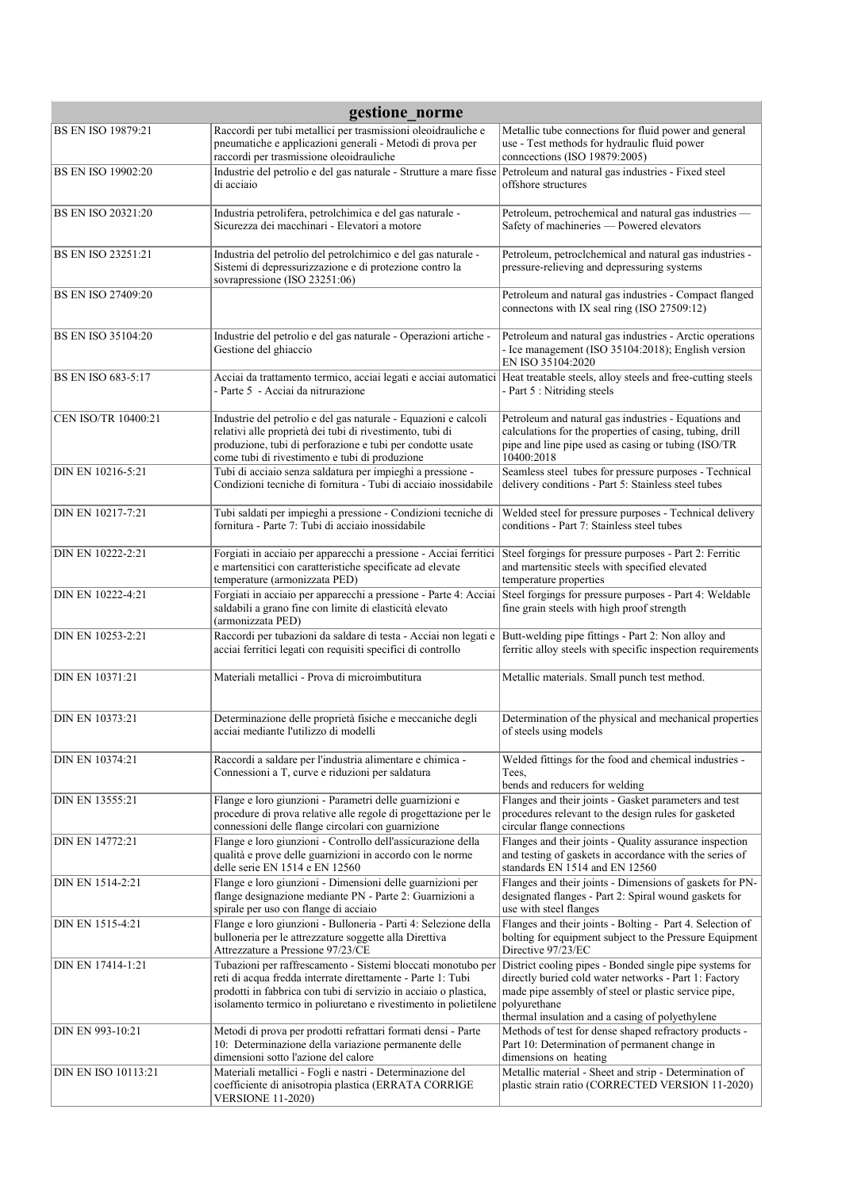| gestione_norme | | |
|---|---|---|
| BS EN ISO 19879:21 | Raccordi per tubi metallici per trasmissioni oleoidrauliche e pneumatiche e applicazioni generali - Metodi di prova per raccordi per trasmissione oleoidrauliche | Metallic tube connections for fluid power and general use - Test methods for hydraulic fluid power conncections (ISO 19879:2005) |
| BS EN ISO 19902:20 | Industrie del petrolio e del gas naturale - Strutture a mare fisse di acciaio | Petroleum and natural gas industries - Fixed steel offshore structures |
| BS EN ISO 20321:20 | Industria petrolifera, petrolchimica e del gas naturale - Sicurezza dei macchinari - Elevatori a motore | Petroleum, petrochemical and natural gas industries — Safety of machineries — Powered elevators |
| BS EN ISO 23251:21 | Industria del petrolio del petrolchimico e del gas naturale - Sistemi di depressurizzazione e di protezione contro la sovrapressione (ISO 23251:06) | Petroleum, petroclchemical and natural gas industries - pressure-relieving and depressuring systems |
| BS EN ISO 27409:20 | | Petroleum and natural gas industries - Compact flanged connectons with IX seal ring (ISO 27509:12) |
| BS EN ISO 35104:20 | Industrie del petrolio e del gas naturale - Operazioni artiche - Gestione del ghiaccio | Petroleum and natural gas industries - Arctic operations - Ice management (ISO 35104:2018); English version EN ISO 35104:2020 |
| BS EN ISO 683-5:17 | Acciai da trattamento termico, acciai legati e acciai automatici - Parte 5 - Acciai da nitrurazione | Heat treatable steels, alloy steels and free-cutting steels - Part 5 : Nitriding steels |
| CEN ISO/TR 10400:21 | Industrie del petrolio e del gas naturale - Equazioni e calcoli relativi alle proprietà dei tubi di rivestimento, tubi di produzione, tubi di perforazione e tubi per condotte usate come tubi di rivestimento e tubi di produzione | Petroleum and natural gas industries - Equations and calculations for the properties of casing, tubing, drill pipe and line pipe used as casing or tubing (ISO/TR 10400:2018 |
| DIN EN 10216-5:21 | Tubi di acciaio senza saldatura per impieghi a pressione - Condizioni tecniche di fornitura - Tubi di acciaio inossidabile | Seamless steel tubes for pressure purposes - Technical delivery conditions - Part 5: Stainless steel tubes |
| DIN EN 10217-7:21 | Tubi saldati per impieghi a pressione - Condizioni tecniche di fornitura - Parte 7: Tubi di acciaio inossidabile | Welded steel for pressure purposes - Technical delivery conditions - Part 7: Stainless steel tubes |
| DIN EN 10222-2:21 | Forgiati in acciaio per apparecchi a pressione - Acciai ferritici e martensitici con caratteristiche specificate ad elevate temperature (armonizzata PED) | Steel forgings for pressure purposes - Part 2: Ferritic and martensitic steels with specified elevated temperature properties |
| DIN EN 10222-4:21 | Forgiati in acciaio per apparecchi a pressione - Parte 4: Acciai saldabili a grano fine con limite di elasticità elevato (armonizzata PED) | Steel forgings for pressure purposes - Part 4: Weldable fine grain steels with high proof strength |
| DIN EN 10253-2:21 | Raccordi per tubazioni da saldare di testa - Acciai non legati e acciai ferritici legati con requisiti specifici di controllo | Butt-welding pipe fittings - Part 2: Non alloy and ferritic alloy steels with specific inspection requirements |
| DIN EN 10371:21 | Materiali metallici - Prova di microimbutitura | Metallic materials. Small punch test method. |
| DIN EN 10373:21 | Determinazione delle proprietà fisiche e mecchaniche degli acciai mediante l'utilizzo di modelli | Determination of the physical and mechanical properties of steels using models |
| DIN EN 10374:21 | Raccordi a saldare per l'industria alimentare e chimica - Connessioni a T, curve e riduzioni per saldatura | Welded fittings for the food and chemical industries - Tees, bends and reducers for welding |
| DIN EN 13555:21 | Flange e loro giunzioni - Parametri delle guarnizioni e procedure di prova relative alle regole di progettazione per le connessioni delle flange circolari con guarnizione | Flanges and their joints - Gasket parameters and test procedures relevant to the design rules for gasketed circular flange connections |
| DIN EN 14772:21 | Flange e loro giunzioni - Controllo dell'assicurazione della qualità e prove delle guarnizioni in accordo con le norme delle serie EN 1514 e EN 12560 | Flanges and their joints - Quality assurance inspection and testing of gaskets in accordance with the series of standards EN 1514 and EN 12560 |
| DIN EN 1514-2:21 | Flange e loro giunzioni - Dimensioni delle guarnizioni per flange designazione mediante PN - Parte 2: Guarnizioni a spirale per uso con flange di acciaio | Flanges and their joints - Dimensions of gaskets for PN-designated flanges - Part 2: Spiral wound gaskets for use with steel flanges |
| DIN EN 1515-4:21 | Flange e loro giunzioni - Bulloneria - Parti 4: Selezione della bulloneria per le attrezzature soggette alla Direttiva Attrezzature a Pressione 97/23/CE | Flanges and their joints - Bolting - Part 4. Selection of bolting for equipment subject to the Pressure Equipment Directive 97/23/EC |
| DIN EN 17414-1:21 | Tubazioni per raffrescamento - Sistemi bloccati monotubo per reti di acqua fredda interrate direttamente - Parte 1: Tubi prodotti in fabbrica con tubi di servizio in acciaio o plastica, isolamento termico in poliuretano e rivestimento in polietilene | District cooling pipes - Bonded single pipe systems for directly buried cold water networks - Part 1: Factory made pipe assembly of steel or plastic service pipe, polyurethane thermal insulation and a casing of polyethylene |
| DIN EN 993-10:21 | Metodi di prova per prodotti refrattari formati densi - Parte 10: Determinazione della variazione permanente delle dimensioni sotto l'azione del calore | Methods of test for dense shaped refractory products - Part 10: Determination of permanent change in dimensions on heating |
| DIN EN ISO 10113:21 | Materiali metallici - Fogli e nastri - Determinazione del coefficiente di anisotropia plastica (ERRATA CORRIGE VERSIONE 11-2020) | Metallic material - Sheet and strip - Determination of plastic strain ratio (CORRECTED VERSION 11-2020) |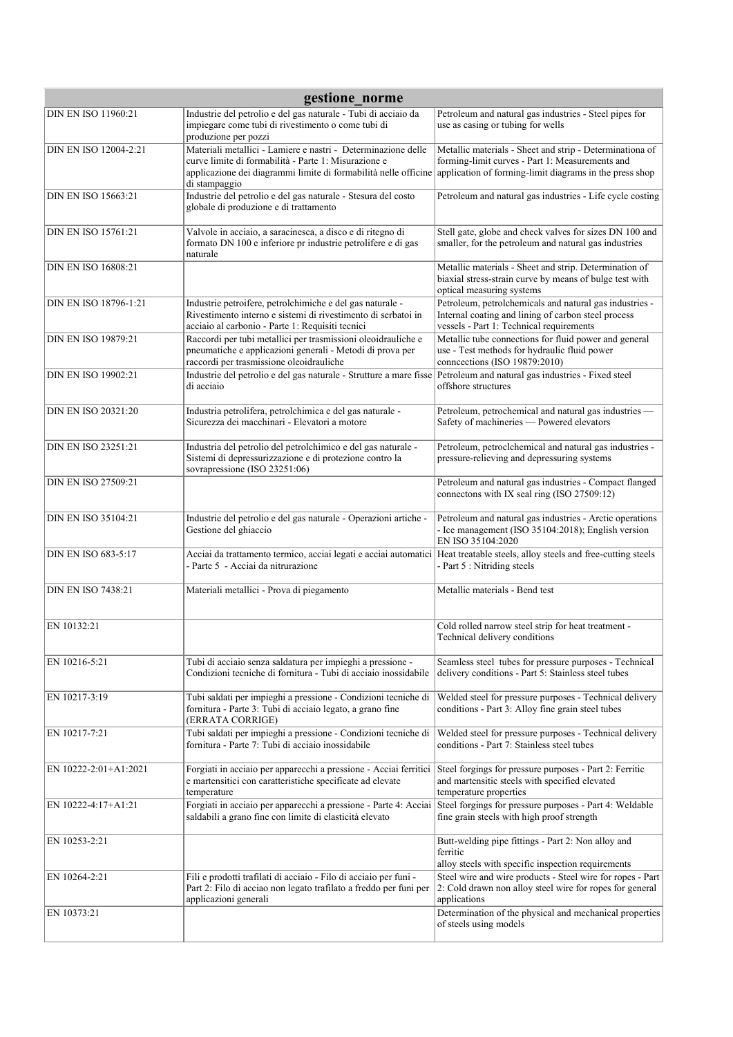| gestione_norme | | |
|---|---|---|
| DIN EN ISO 11960:21 | Industrie del petrolio e del gas naturale - Tubi di acciaio da impiegare come tubi di rivestimento o come tubi di produzione per pozzi | Petroleum and natural gas industries - Steel pipes for use as casing or tubing for wells |
| DIN EN ISO 12004-2:21 | Materiali metallici - Lamiere e nastri - Determinazione delle curve limite di formabilità - Parte 1: Misurazione e applicazione dei diagrammi limite di formabilità nelle officine di stampaggio | Metallic materials - Sheet and strip - Determinationa of forming-limit curves - Part 1: Measurements and application of forming-limit diagrams in the press shop |
| DIN EN ISO 15663:21 | Industrie del petrolio e del gas naturale - Stesura del costo globale di produzione e di trattamento | Petroleum and natural gas industries - Life cycle costing |
| DIN EN ISO 15761:21 | Valvole in acciaio, a saracinesca, a disco e di ritegno di formato DN 100 e inferiore pr industrie petrolifere e di gas naturale | Stell gate, globe and check valves for sizes DN 100 and smaller, for the petroleum and natural gas industries |
| DIN EN ISO 16808:21 | | Metallic materials - Sheet and strip. Determination of biaxial stress-strain curve by means of bulge test with optical measuring systems |
| DIN EN ISO 18796-1:21 | Industrie petroifere, petrolchimiche e del gas naturale - Rivestimento interno e sistemi di rivestimento di serbatoi in acciaio al carbonio - Parte 1: Requisiti tecnici | Petroleum, petrolchemicals and natural gas industries - Internal coating and lining of carbon steel process vessels - Part 1: Technical requirements |
| DIN EN ISO 19879:21 | Raccordi per tubi metallici per trasmissioni oleoidrauliche e pneumatiche e applicazioni generali - Metodi di prova per raccordi per trasmissione oleoidrauliche | Metallic tube connections for fluid power and general use - Test methods for hydraulic fluid power conncections (ISO 19879:2010) |
| DIN EN ISO 19902:21 | Industrie del petrolio e del gas naturale - Strutture a mare fisse di acciaio | Petroleum and natural gas industries - Fixed steel offshore structures |
| DIN EN ISO 20321:20 | Industria petrolifera, petrolchimica e del gas naturale - Sicurezza dei macchinari - Elevatori a motore | Petroleum, petrochemical and natural gas industries — Safety of machineries — Powered elevators |
| DIN EN ISO 23251:21 | Industria del petrolio del petrolchimico e del gas naturale - Sistemi di depressurizzazione e di protezione contro la sovrapressione (ISO 23251:06) | Petroleum, petroclchemical and natural gas industries - pressure-relieving and depressuring systems |
| DIN EN ISO 27509:21 | | Petroleum and natural gas industries - Compact flanged connectons with IX seal ring (ISO 27509:12) |
| DIN EN ISO 35104:21 | Industrie del petrolio e del gas naturale - Operazioni artiche - Gestione del ghiaccio | Petroleum and natural gas industries - Arctic operations - Ice management (ISO 35104:2018); English version EN ISO 35104:2020 |
| DIN EN ISO 683-5:17 | Acciai da trattamento termico, acciai legati e acciai automatici - Parte 5 - Acciai da nitrurazione | Heat treatable steels, alloy steels and free-cutting steels - Part 5 : Nitriding steels |
| DIN EN ISO 7438:21 | Materiali metallici - Prova di piegamento | Metallic materials - Bend test |
| EN 10132:21 | | Cold rolled narrow steel strip for heat treatment - Technical delivery conditions |
| EN 10216-5:21 | Tubi di acciaio senza saldatura per impieghi a pressione - Condizioni tecniche di fornitura - Tubi di acciaio inossidabile | Seamless steel tubes for pressure purposes - Technical delivery conditions - Part 5: Stainless steel tubes |
| EN 10217-3:19 | Tubi saldati per impieghi a pressione - Condizioni tecniche di fornitura - Parte 3: Tubi di acciaio legato, a grano fine (ERRATA CORRIGE) | Welded steel for pressure purposes - Technical delivery conditions - Part 3: Alloy fine grain steel tubes |
| EN 10217-7:21 | Tubi saldati per impieghi a pressione - Condizioni tecniche di fornitura - Parte 7: Tubi di acciaio inossidabile | Welded steel for pressure purposes - Technical delivery conditions - Part 7: Stainless steel tubes |
| EN 10222-2:01+A1:2021 | Forgiati in acciaio per apparecchi a pressione - Acciai ferritici e martensitici con caratteristiche specificate ad elevate temperature | Steel forgings for pressure purposes - Part 2: Ferritic and martensitic steels with specified elevated temperature properties |
| EN 10222-4:17+A1:21 | Forgiati in acciaio per apparecchi a pressione - Parte 4: Acciai saldabili a grano fine con limite di elasticità elevato | Steel forgings for pressure purposes - Part 4: Weldable fine grain steels with high proof strength |
| EN 10253-2:21 | | Butt-welding pipe fittings - Part 2: Non alloy and ferritic alloy steels with specific inspection requirements |
| EN 10264-2:21 | Fili e prodotti trafilati di acciaio - Filo di acciaio per funi - Part 2: Filo di acciao non legato trafilato a freddo per funi per applicazioni generali | Steel wire and wire products - Steel wire for ropes - Part 2: Cold drawn non alloy steel wire for ropes for general applications |
| EN 10373:21 | | Determination of the physical and mechanical properties of steels using models |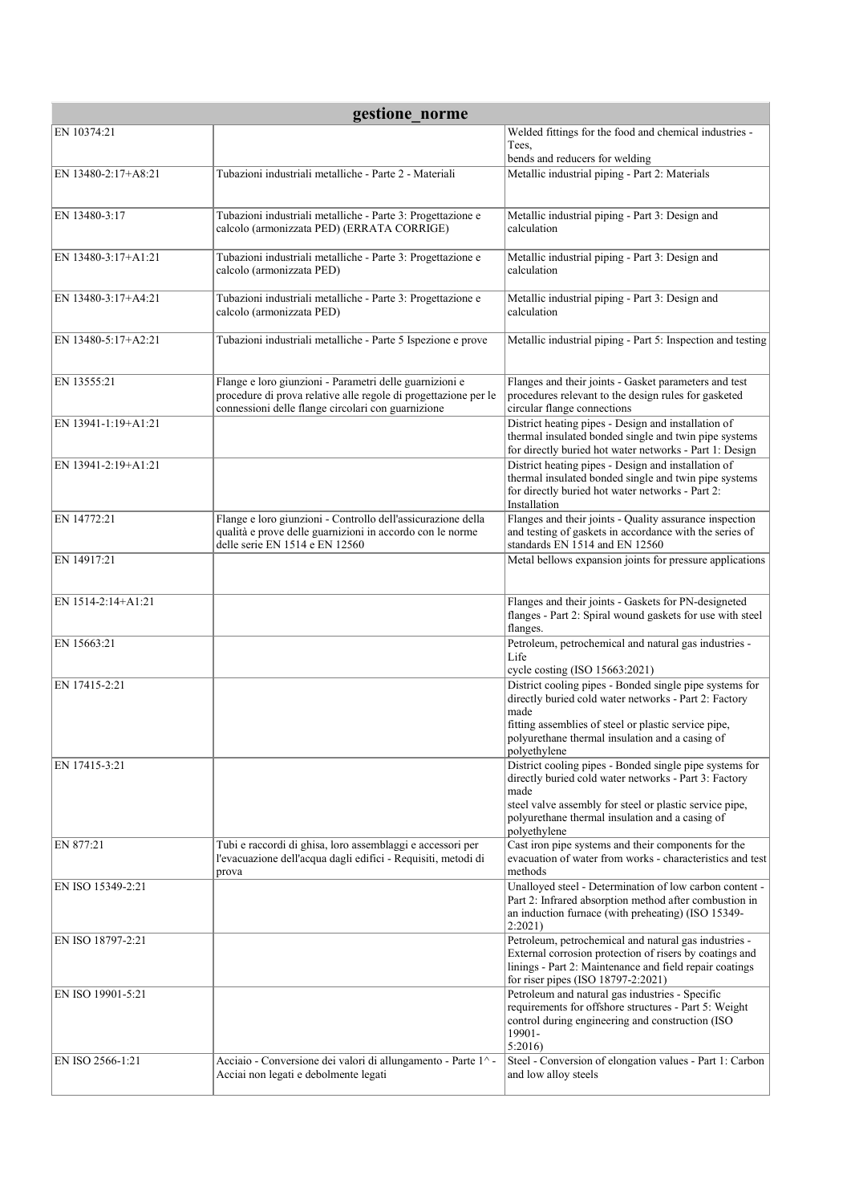| gestione_norme | | |
|---|---|---|
| EN 10374:21 | | Welded fittings for the food and chemical industries - Tees, bends and reducers for welding |
| EN 13480-2:17+A8:21 | Tubazioni industriali metalliche - Parte 2 - Materiali | Metallic industrial piping - Part 2: Materials |
| EN 13480-3:17 | Tubazioni industriali metalliche - Parte 3: Progettazione e calcolo (armonizzata PED) (ERRATA CORRIGE) | Metallic industrial piping - Part 3: Design and calculation |
| EN 13480-3:17+A1:21 | Tubazioni industriali metalliche - Parte 3: Progettazione e calcolo (armonizzata PED) | Metallic industrial piping - Part 3: Design and calculation |
| EN 13480-3:17+A4:21 | Tubazioni industriali metalliche - Parte 3: Progettazione e calcolo (armonizzata PED) | Metallic industrial piping - Part 3: Design and calculation |
| EN 13480-5:17+A2:21 | Tubazioni industriali metalliche - Parte 5 Ispezione e prove | Metallic industrial piping - Part 5: Inspection and testing |
| EN 13555:21 | Flange e loro giunzioni - Parametri delle guarnizioni e procedure di prova relative alle regole di progettazione per le connessioni delle flange circolari con guarnizione | Flanges and their joints - Gasket parameters and test procedures relevant to the design rules for gasketed circular flange connections |
| EN 13941-1:19+A1:21 | | District heating pipes - Design and installation of thermal insulated bonded single and twin pipe systems for directly buried hot water networks - Part 1: Design |
| EN 13941-2:19+A1:21 | | District heating pipes - Design and installation of thermal insulated bonded single and twin pipe systems for directly buried hot water networks - Part 2: Installation |
| EN 14772:21 | Flange e loro giunzioni - Controllo dell'assicurazione della qualità e prove delle guarnizioni in accordo con le norme delle serie EN 1514 e EN 12560 | Flanges and their joints - Quality assurance inspection and testing of gaskets in accordance with the series of standards EN 1514 and EN 12560 |
| EN 14917:21 | | Metal bellows expansion joints for pressure applications |
| EN 1514-2:14+A1:21 | | Flanges and their joints - Gaskets for PN-designeted flanges - Part 2: Spiral wound gaskets for use with steel flanges. |
| EN 15663:21 | | Petroleum, petrochemical and natural gas industries - Life cycle costing (ISO 15663:2021) |
| EN 17415-2:21 | | District cooling pipes - Bonded single pipe systems for directly buried cold water networks - Part 2: Factory made fitting assemblies of steel or plastic service pipe, polyurethane thermal insulation and a casing of polyethylene |
| EN 17415-3:21 | | District cooling pipes - Bonded single pipe systems for directly buried cold water networks - Part 3: Factory made steel valve assembly for steel or plastic service pipe, polyurethane thermal insulation and a casing of polyethylene |
| EN 877:21 | Tubi e raccordi di ghisa, loro assemblaggi e accessori per l'evacuazione dell'acqua dagli edifici - Requisiti, metodi di prova | Cast iron pipe systems and their components for the evacuation of water from works - characteristics and test methods |
| EN ISO 15349-2:21 | | Unalloyed steel - Determination of low carbon content - Part 2: Infrared absorption method after combustion in an induction furnace (with preheating) (ISO 15349-2:2021) |
| EN ISO 18797-2:21 | | Petroleum, petrochemical and natural gas industries - External corrosion protection of risers by coatings and linings - Part 2: Maintenance and field repair coatings for riser pipes (ISO 18797-2:2021) |
| EN ISO 19901-5:21 | | Petroleum and natural gas industries - Specific requirements for offshore structures - Part 5: Weight control during engineering and construction (ISO 19901-5:2016) |
| EN ISO 2566-1:21 | Acciaio - Conversione dei valori di allungamento - Parte 1^ - Acciai non legati e debolmente legati | Steel - Conversion of elongation values - Part 1: Carbon and low alloy steels |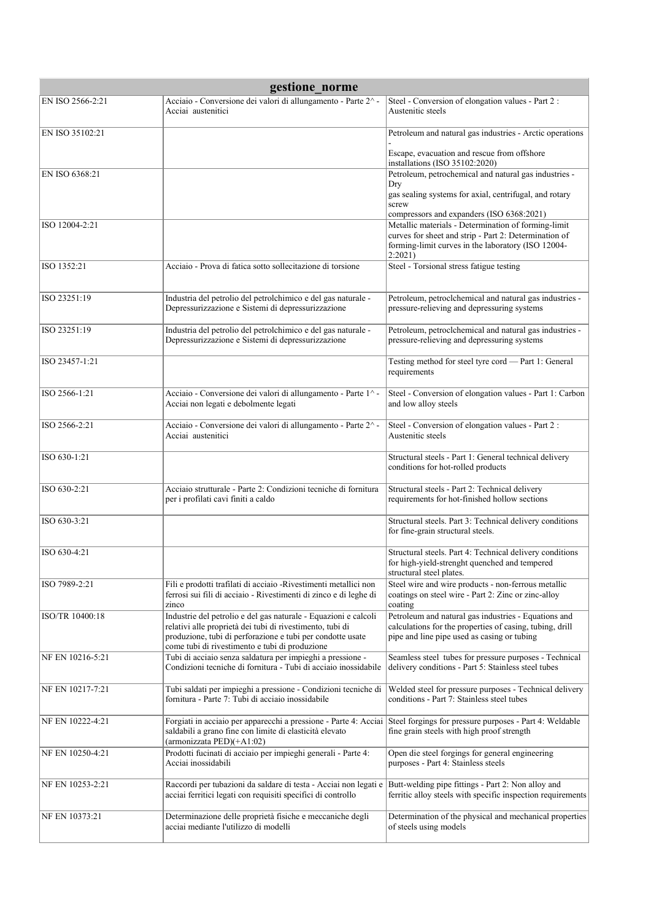| gestione_norme | | |
|---|---|---|
| EN ISO 2566-2:21 | Acciaio - Conversione dei valori di allungamento - Parte 2^ - Acciai austenitici | Steel - Conversion of elongation values - Part 2 : Austenitic steels |
| EN ISO 35102:21 | | Petroleum and natural gas industries - Arctic operations - Escape, evacuation and rescue from offshore installations (ISO 35102:2020) |
| EN ISO 6368:21 | | Petroleum, petrochemical and natural gas industries - Dry gas sealing systems for axial, centrifugal, and rotary screw compressors and expanders (ISO 6368:2021) |
| ISO 12004-2:21 | | Metallic materials - Determination of forming-limit curves for sheet and strip - Part 2: Determination of forming-limit curves in the laboratory (ISO 12004-2:2021) |
| ISO 1352:21 | Acciaio - Prova di fatica sotto sollecitazione di torsione | Steel - Torsional stress fatigue testing |
| ISO 23251:19 | Industria del petrolio del petrolchimico e del gas naturale - Depressurizzazione e Sistemi di depressurizzazione | Petroleum, petroclchemical and natural gas industries - pressure-relieving and depressuring systems |
| ISO 23251:19 | Industria del petrolio del petrolchimico e del gas naturale - Depressurizzazione e Sistemi di depressurizzazione | Petroleum, petroclchemical and natural gas industries - pressure-relieving and depressuring systems |
| ISO 23457-1:21 | | Testing method for steel tyre cord — Part 1: General requirements |
| ISO 2566-1:21 | Acciaio - Conversione dei valori di allungamento - Parte 1^ - Acciai non legati e debolmente legati | Steel - Conversion of elongation values - Part 1: Carbon and low alloy steels |
| ISO 2566-2:21 | Acciaio - Conversione dei valori di allungamento - Parte 2^ - Acciai austenitici | Steel - Conversion of elongation values - Part 2 : Austenitic steels |
| ISO 630-1:21 | | Structural steels - Part 1: General technical delivery conditions for hot-rolled products |
| ISO 630-2:21 | Acciaio strutturale - Parte 2: Condizioni tecniche di fornitura per i profilati cavi finiti a caldo | Structural steels - Part 2: Technical delivery requirements for hot-finished hollow sections |
| ISO 630-3:21 | | Structural steels. Part 3: Technical delivery conditions for fine-grain structural steels. |
| ISO 630-4:21 | | Structural steels. Part 4: Technical delivery conditions for high-yield-strenght quenched and tempered structural steel plates. |
| ISO 7989-2:21 | Fili e prodotti trafilati di acciaio -Rivestimenti metallici non ferrosi sui fili di acciaio - Rivestimenti di zinco e di leghe di zinco | Steel wire and wire products - non-ferrous metallic coatings on steel wire - Part 2: Zinc or zinc-alloy coating |
| ISO/TR 10400:18 | Industrie del petrolio e del gas naturale - Equazioni e calcoli relativi alle proprietà dei tubi di rivestimento, tubi di produzione, tubi di perforazione e tubi per condotte usate come tubi di rivestimento e tubi di produzione | Petroleum and natural gas industries - Equations and calculations for the properties of casing, tubing, drill pipe and line pipe used as casing or tubing |
| NF EN 10216-5:21 | Tubi di acciaio senza saldatura per impieghi a pressione - Condizioni tecniche di fornitura - Tubi di acciaio inossidabile | Seamless steel tubes for pressure purposes - Technical delivery conditions - Part 5: Stainless steel tubes |
| NF EN 10217-7:21 | Tubi saldati per impieghi a pressione - Condizioni tecniche di fornitura - Parte 7: Tubi di acciaio inossidabile | Welded steel for pressure purposes - Technical delivery conditions - Part 7: Stainless steel tubes |
| NF EN 10222-4:21 | Forgiati in acciaio per apparecchi a pressione - Parte 4: Acciai saldabili a grano fine con limite di elasticità elevato (armonizzata PED)(+A1:02) | Steel forgings for pressure purposes - Part 4: Weldable fine grain steels with high proof strength |
| NF EN 10250-4:21 | Prodotti fucinati di acciaio per impieghi generali - Parte 4: Acciai inossidabili | Open die steel forgings for general engineering purposes - Part 4: Stainless steels |
| NF EN 10253-2:21 | Raccordi per tubazioni da saldare di testa - Acciai non legati e acciai ferritici legati con requisiti specifici di controllo | Butt-welding pipe fittings - Part 2: Non alloy and ferritic alloy steels with specific inspection requirements |
| NF EN 10373:21 | Determinazione delle proprietà fisiche e meccaniche degli acciai mediante l'utilizzo di modelli | Determination of the physical and mechanical properties of steels using models |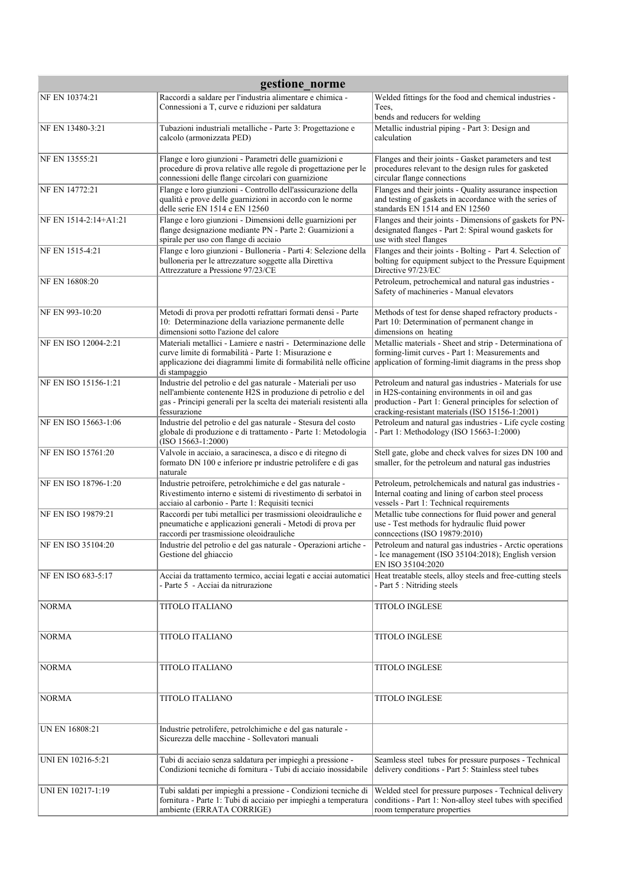| gestione_norme | | |
|---|---|---|
| NF EN 10374:21 | Raccordi a saldare per l'industria alimentare e chimica - Connessioni a T, curve e riduzioni per saldatura | Welded fittings for the food and chemical industries - Tees, bends and reducers for welding |
| NF EN 13480-3:21 | Tubazioni industriali metalliche - Parte 3: Progettazione e calcolo (armonizzata PED) | Metallic industrial piping - Part 3: Design and calculation |
| NF EN 13555:21 | Flange e loro giunzioni - Parametri delle guarnizioni e procedure di prova relative alle regole di progettazione per le connessioni delle flange circolari con guarnizione | Flanges and their joints - Gasket parameters and test procedures relevant to the design rules for gasketed circular flange connections |
| NF EN 14772:21 | Flange e loro giunzioni - Controllo dell'assicurazione della qualità e prove delle guarnizioni in accordo con le norme delle serie EN 1514 e EN 12560 | Flanges and their joints - Quality assurance inspection and testing of gaskets in accordance with the series of standards EN 1514 and EN 12560 |
| NF EN 1514-2:14+A1:21 | Flange e loro giunzioni - Dimensioni delle guarnizioni per flange designazione mediante PN - Parte 2: Guarnizioni a spirale per uso con flange di acciaio | Flanges and their joints - Dimensions of gaskets for PN-designated flanges - Part 2: Spiral wound gaskets for use with steel flanges |
| NF EN 1515-4:21 | Flange e loro giunzioni - Bulloneria - Parti 4: Selezione della bulloneria per le attrezzature soggette alla Direttiva Attrezzature a Pressione 97/23/CE | Flanges and their joints - Bolting - Part 4. Selection of bolting for equipment subject to the Pressure Equipment Directive 97/23/EC |
| NF EN 16808:20 | | Petroleum, petrochemical and natural gas industries - Safety of machineries - Manual elevators |
| NF EN 993-10:20 | Metodi di prova per prodotti refrattari formati densi - Parte 10: Determinazione della variazione permanente delle dimensioni sotto l'azione del calore | Methods of test for dense shaped refractory products - Part 10: Determination of permanent change in dimensions on heating |
| NF EN ISO 12004-2:21 | Materiali metallici - Lamiere e nastri - Determinazione delle curve limite di formabilità - Parte 1: Misurazione e applicazione dei diagrammi limite di formabilità nelle officine di stampaggio | Metallic materials - Sheet and strip - Determinationa of forming-limit curves - Part 1: Measurements and application of forming-limit diagrams in the press shop |
| NF EN ISO 15156-1:21 | Industrie del petrolio e del gas naturale - Materiali per uso nell'ambiente contenente H2S in produzione di petrolio e del gas - Principi generali per la scelta dei materiali resistenti alla fessurazione | Petroleum and natural gas industries - Materials for use in H2S-containing environments in oil and gas production - Part 1: General principles for selection of cracking-resistant materials (ISO 15156-1:2001) |
| NF EN ISO 15663-1:06 | Industrie del petrolio e del gas naturale - Stesura del costo globale di produzione e di trattamento - Parte 1: Metodologia (ISO 15663-1:2000) | Petroleum and natural gas industries - Life cycle costing - Part 1: Methodology (ISO 15663-1:2000) |
| NF EN ISO 15761:20 | Valvole in acciaio, a saracinesca, a disco e di ritegno di formato DN 100 e inferiore pr industrie petrolifere e di gas naturale | Stell gate, globe and check valves for sizes DN 100 and smaller, for the petroleum and natural gas industries |
| NF EN ISO 18796-1:20 | Industrie petroifere, petrolchimiche e del gas naturale - Rivestimento interno e sistemi di rivestimento di serbatoi in acciaio al carbonio - Parte 1: Requisiti tecnici | Petroleum, petrolchemicals and natural gas industries - Internal coating and lining of carbon steel process vessels - Part 1: Technical requirements |
| NF EN ISO 19879:21 | Raccordi per tubi metallici per trasmissioni oleoidrauliche e pneumatiche e applicazioni generali - Metodi di prova per raccordi per trasmissione oleoidrauliche | Metallic tube connections for fluid power and general use - Test methods for hydraulic fluid power conncections (ISO 19879:2010) |
| NF EN ISO 35104:20 | Industrie del petrolio e del gas naturale - Operazioni artiche - Gestione del ghiaccio | Petroleum and natural gas industries - Arctic operations - Ice management (ISO 35104:2018); English version EN ISO 35104:2020 |
| NF EN ISO 683-5:17 | Acciai da trattamento termico, acciai legati e acciai automatici - Parte 5 - Acciai da nitrurazione | Heat treatable steels, alloy steels and free-cutting steels - Part 5 : Nitriding steels |
| NORMA | TITOLO ITALIANO | TITOLO INGLESE |
| NORMA | TITOLO ITALIANO | TITOLO INGLESE |
| NORMA | TITOLO ITALIANO | TITOLO INGLESE |
| NORMA | TITOLO ITALIANO | TITOLO INGLESE |
| UN EN 16808:21 | Industrie petrolifere, petrolchimiche e del gas naturale - Sicurezza delle macchine - Sollevatori manuali | |
| UNI EN 10216-5:21 | Tubi di acciaio senza saldatura per impieghi a pressione - Condizioni tecniche di fornitura - Tubi di acciaio inossidabile | Seamless steel tubes for pressure purposes - Technical delivery conditions - Part 5: Stainless steel tubes |
| UNI EN 10217-1:19 | Tubi saldati per impieghi a pressione - Condizioni tecniche di fornitura - Parte 1: Tubi di acciaio per impieghi a temperatura ambiente (ERRATA CORRIGE) | Welded steel for pressure purposes - Technical delivery conditions - Part 1: Non-alloy steel tubes with specified room temperature properties |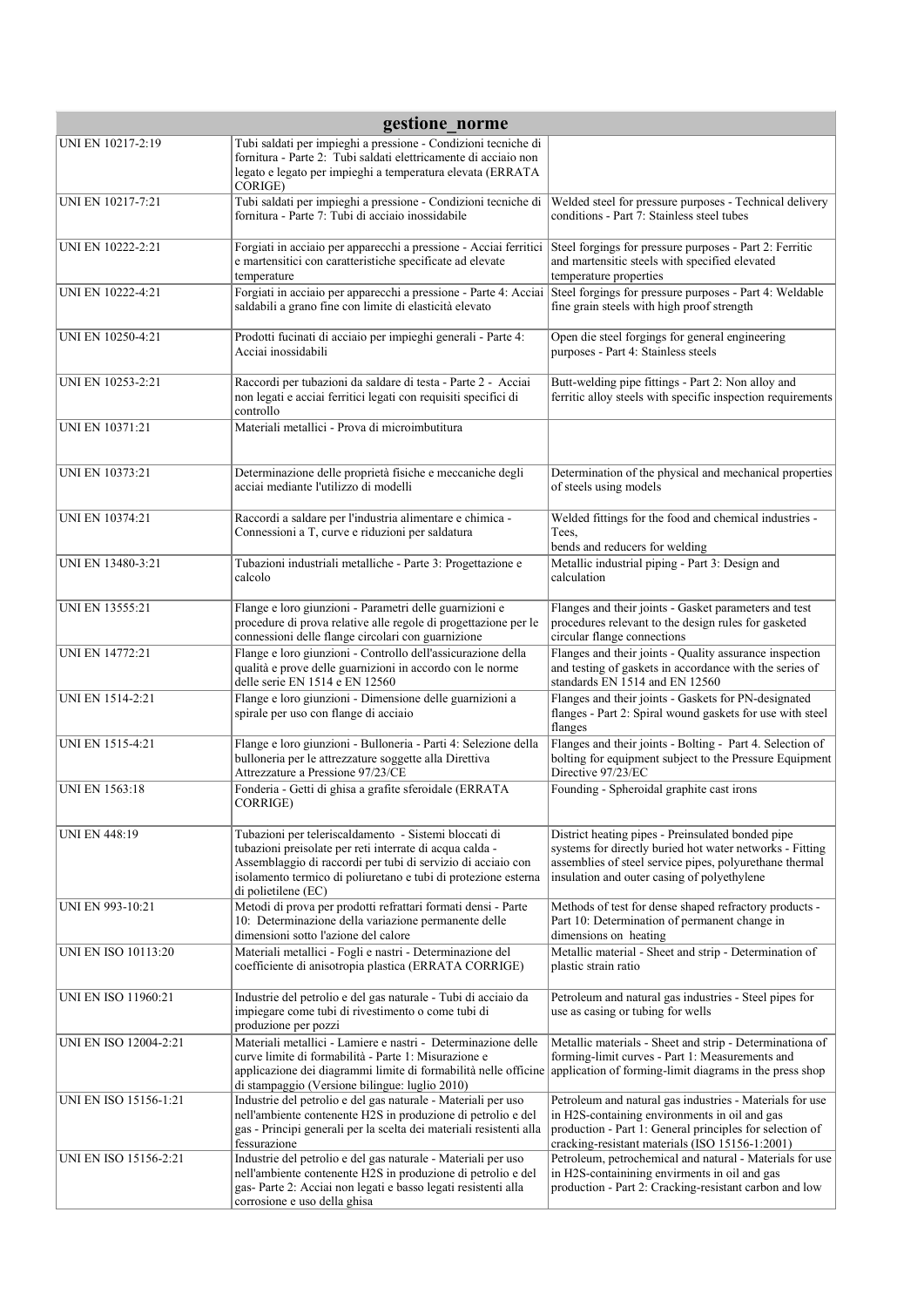| gestione_norme | | |
|---|---|---|
| UNI EN 10217-2:19 | Tubi saldati per impieghi a pressione - Condizioni tecniche di fornitura - Parte 2: Tubi saldati elettricamente di acciaio non legato e legato per impieghi a temperatura elevata (ERRATA CORIGE) | |
| UNI EN 10217-7:21 | Tubi saldati per impieghi a pressione - Condizioni tecniche di fornitura - Parte 7: Tubi di acciaio inossidabile | Welded steel for pressure purposes - Technical delivery conditions - Part 7: Stainless steel tubes |
| UNI EN 10222-2:21 | Forgiati in acciaio per apparecchi a pressione - Acciai ferritici e martensitici con caratteristiche specificate ad elevate temperature | Steel forgings for pressure purposes - Part 2: Ferritic and martensitic steels with specified elevated temperature properties |
| UNI EN 10222-4:21 | Forgiati in acciaio per apparecchi a pressione - Parte 4: Acciai saldabili a grano fine con limite di elasticità elevato | Steel forgings for pressure purposes - Part 4: Weldable fine grain steels with high proof strength |
| UNI EN 10250-4:21 | Prodotti fucinati di acciaio per impieghi generali - Parte 4: Acciai inossidabili | Open die steel forgings for general engineering purposes - Part 4: Stainless steels |
| UNI EN 10253-2:21 | Raccordi per tubazioni da saldare di testa - Parte 2 - Acciai non legati e acciai ferritici legati con requisiti specifici di controllo | Butt-welding pipe fittings - Part 2: Non alloy and ferritic alloy steels with specific inspection requirements |
| UNI EN 10371:21 | Materiali metallici - Prova di microimbutitura | |
| UNI EN 10373:21 | Determinazione delle proprietà fisiche e meccaniche degli acciai mediante l'utilizzo di modelli | Determination of the physical and mechanical properties of steels using models |
| UNI EN 10374:21 | Raccordi a saldare per l'industria alimentare e chimica - Connessioni a T, curve e riduzioni per saldatura | Welded fittings for the food and chemical industries - Tees, bends and reducers for welding |
| UNI EN 13480-3:21 | Tubazioni industriali metalliche - Parte 3: Progettazione e calcolo | Metallic industrial piping - Part 3: Design and calculation |
| UNI EN 13555:21 | Flange e loro giunzioni - Parametri delle guarnizioni e procedure di prova relative alle regole di progettazione per le connessioni delle flange circolari con guarnizione | Flanges and their joints - Gasket parameters and test procedures relevant to the design rules for gasketed circular flange connections |
| UNI EN 14772:21 | Flange e loro giunzioni - Controllo dell'assicurazione della qualità e prove delle guarnizioni in accordo con le norme delle serie EN 1514 e EN 12560 | Flanges and their joints - Quality assurance inspection and testing of gaskets in accordance with the series of standards EN 1514 and EN 12560 |
| UNI EN 1514-2:21 | Flange e loro giunzioni - Dimensione delle guarnizioni a spirale per uso con flange di acciaio | Flanges and their joints - Gaskets for PN-designated flanges - Part 2: Spiral wound gaskets for use with steel flanges |
| UNI EN 1515-4:21 | Flange e loro giunzioni - Bulloneria - Parti 4: Selezione della bulloneria per le attrezzature soggette alla Direttiva Attrezzature a Pressione 97/23/CE | Flanges and their joints - Bolting - Part 4. Selection of bolting for equipment subject to the Pressure Equipment Directive 97/23/EC |
| UNI EN 1563:18 | Fonderia - Getti di ghisa a grafite sferoidale (ERRATA CORRIGE) | Founding - Spheroidal graphite cast irons |
| UNI EN 448:19 | Tubazioni per teleriscaldamento - Sistemi bloccati di tubazioni preisolate per reti interrate di acqua calda - Assemblaggio di raccordi per tubi di servizio di acciaio con isolamento termico di poliuretano e tubi di protezione esterna di polietilene (EC) | District heating pipes - Preinsulated bonded pipe systems for directly buried hot water networks - Fitting assemblies of steel service pipes, polyurethane thermal insulation and outer casing of polyethylene |
| UNI EN 993-10:21 | Metodi di prova per prodotti refrattari formati densi - Parte 10: Determinazione della variazione permanente delle dimensioni sotto l'azione del calore | Methods of test for dense shaped refractory products - Part 10: Determination of permanent change in dimensions on heating |
| UNI EN ISO 10113:20 | Materiali metallici - Fogli e nastri - Determinazione del coefficiente di anisotropia plastica (ERRATA CORRIGE) | Metallic material - Sheet and strip - Determination of plastic strain ratio |
| UNI EN ISO 11960:21 | Industrie del petrolio e del gas naturale - Tubi di acciaio da impiegare come tubi di rivestimento o come tubi di produzione per pozzi | Petroleum and natural gas industries - Steel pipes for use as casing or tubing for wells |
| UNI EN ISO 12004-2:21 | Materiali metallici - Lamiere e nastri - Determinazione delle curve limite di formabilità - Parte 1: Misurazione e applicazione dei diagrammi limite di formabilità nelle officine di stampaggio (Versione bilingue: luglio 2010) | Metallic materials - Sheet and strip - Determinationa of forming-limit curves - Part 1: Measurements and application of forming-limit diagrams in the press shop |
| UNI EN ISO 15156-1:21 | Industrie del petrolio e del gas naturale - Materiali per uso nell'ambiente contenente H2S in produzione di petrolio e del gas - Principi generali per la scelta dei materiali resistenti alla fessurazione | Petroleum and natural gas industries - Materials for use in H2S-containing environments in oil and gas production - Part 1: General principles for selection of cracking-resistant materials (ISO 15156-1:2001) |
| UNI EN ISO 15156-2:21 | Industrie del petrolio e del gas naturale - Materiali per uso nell'ambiente contenente H2S in produzione di petrolio e del gas- Parte 2: Acciai non legati e basso legati resistenti alla corrosione e uso della ghisa | Petroleum, petrochemical and natural - Materials for use in H2S-containining envirments in oil and gas production - Part 2: Cracking-resistant carbon and low |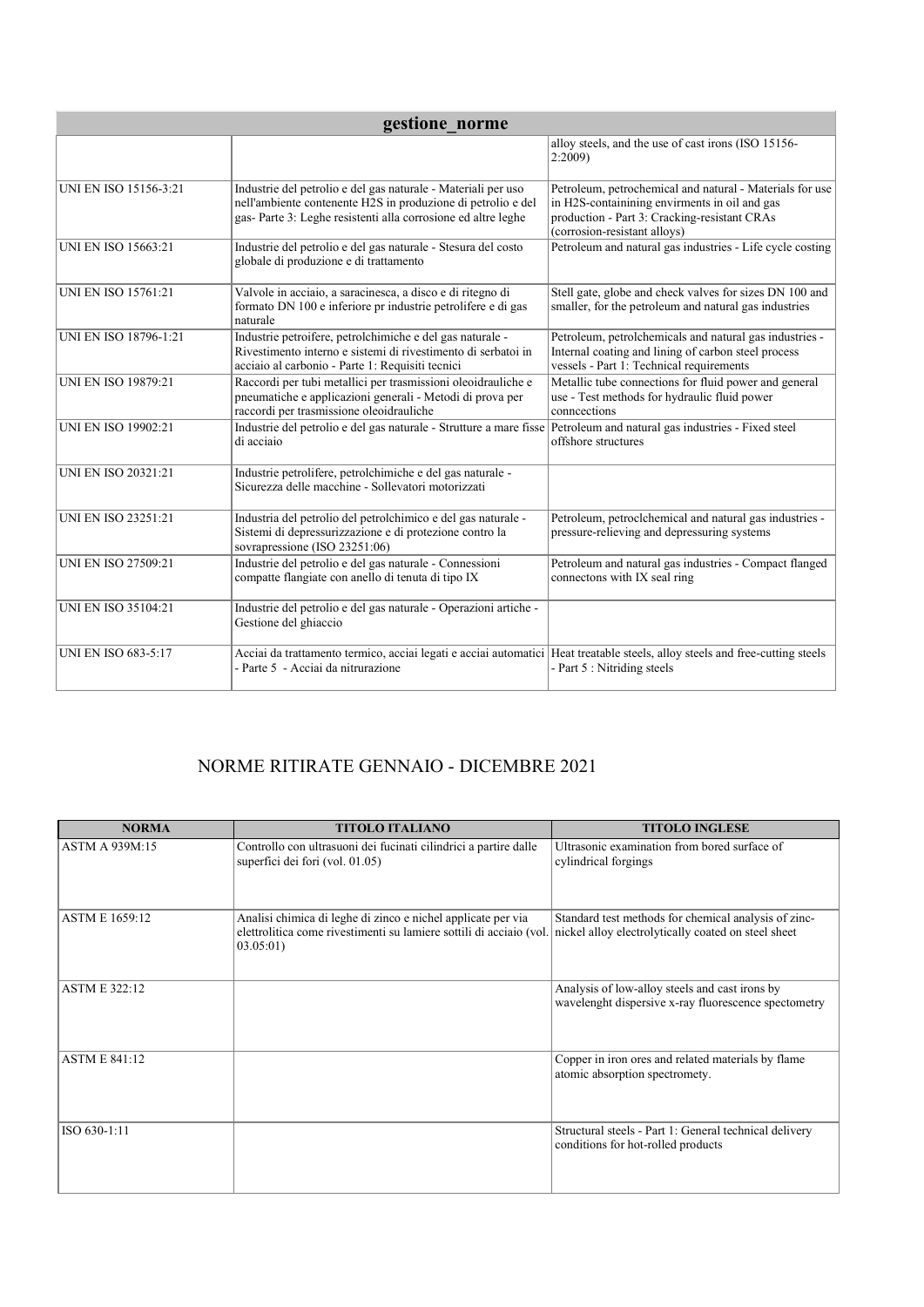| gestione_norme | | |
|---|---|---|
| | | alloy steels, and the use of cast irons (ISO 15156-2:2009) |
| UNI EN ISO 15156-3:21 | Industrie del petrolio e del gas naturale - Materiali per uso nell'ambiente contenente H2S in produzione di petrolio e del gas- Parte 3: Leghe resistenti alla corrosione ed altre leghe | Petroleum, petrochemical and natural - Materials for use in H2S-containining envirments in oil and gas production - Part 3: Cracking-resistant CRAs (corrosion-resistant alloys) |
| UNI EN ISO 15663:21 | Industrie del petrolio e del gas naturale - Stesura del costo globale di produzione e di trattamento | Petroleum and natural gas industries - Life cycle costing |
| UNI EN ISO 15761:21 | Valvole in acciaio, a saracinesca, a disco e di ritegno di formato DN 100 e inferiore pr industrie petrolifere e di gas naturale | Stell gate, globe and check valves for sizes DN 100 and smaller, for the petroleum and natural gas industries |
| UNI EN ISO 18796-1:21 | Industrie petroifere, petrolchimiche e del gas naturale - Rivestimento interno e sistemi di rivestimento di serbatoi in acciaio al carbonio - Parte 1: Requisiti tecnici | Petroleum, petrolchemicals and natural gas industries - Internal coating and lining of carbon steel process vessels - Part 1: Technical requirements |
| UNI EN ISO 19879:21 | Raccordi per tubi metallici per trasmissioni oleoidrauliche e pneumatiche e applicazioni generali - Metodi di prova per raccordi per trasmissione oleoidrauliche | Metallic tube connections for fluid power and general use - Test methods for hydraulic fluid power conncections |
| UNI EN ISO 19902:21 | Industrie del petrolio e del gas naturale - Strutture a mare fisse di acciaio | Petroleum and natural gas industries - Fixed steel offshore structures |
| UNI EN ISO 20321:21 | Industrie petrolifere, petrolchimiche e del gas naturale - Sicurezza delle macchine - Sollevatori motorizzati | |
| UNI EN ISO 23251:21 | Industria del petrolio del petrolchimico e del gas naturale - Sistemi di depressurizzazione e di protezione contro la sovrapressione (ISO 23251:06) | Petroleum, petroclchemical and natural gas industries - pressure-relieving and depressuring systems |
| UNI EN ISO 27509:21 | Industrie del petrolio e del gas naturale - Connessioni compatte flangiate con anello di tenuta di tipo IX | Petroleum and natural gas industries - Compact flanged connectons with IX seal ring |
| UNI EN ISO 35104:21 | Industrie del petrolio e del gas naturale - Operazioni artiche - Gestione del ghiaccio | |
| UNI EN ISO 683-5:17 | Acciai da trattamento termico, acciai legati e acciai automatici - Parte 5 - Acciai da nitrurazione | Heat treatable steels, alloy steels and free-cutting steels - Part 5 : Nitriding steels |

## NORME RITIRATE GENNAIO - DICEMBRE 2021

| NORMA | TITOLO ITALIANO | TITOLO INGLESE |
|---|---|---|
| ASTM A 939M:15 | Controllo con ultrasuoni dei fucinati cilindrici a partire dalle superfici dei fori (vol. 01.05) | Ultrasonic examination from bored surface of cylindrical forgings |
| ASTM E 1659:12 | Analisi chimica di leghe di zinco e nichel applicate per via elettrolitica come rivestimenti su lamiere sottili di acciaio (vol. 03.05:01) | Standard test methods for chemical analysis of zinc-nickel alloy electrolytically coated on steel sheet |
| ASTM E 322:12 | | Analysis of low-alloy steels and cast irons by wavelenght dispersive x-ray fluorescence spectometry |
| ASTM E 841:12 | | Copper in iron ores and related materials by flame atomic absorption spectromety. |
| ISO 630-1:11 | | Structural steels - Part 1: General technical delivery conditions for hot-rolled products |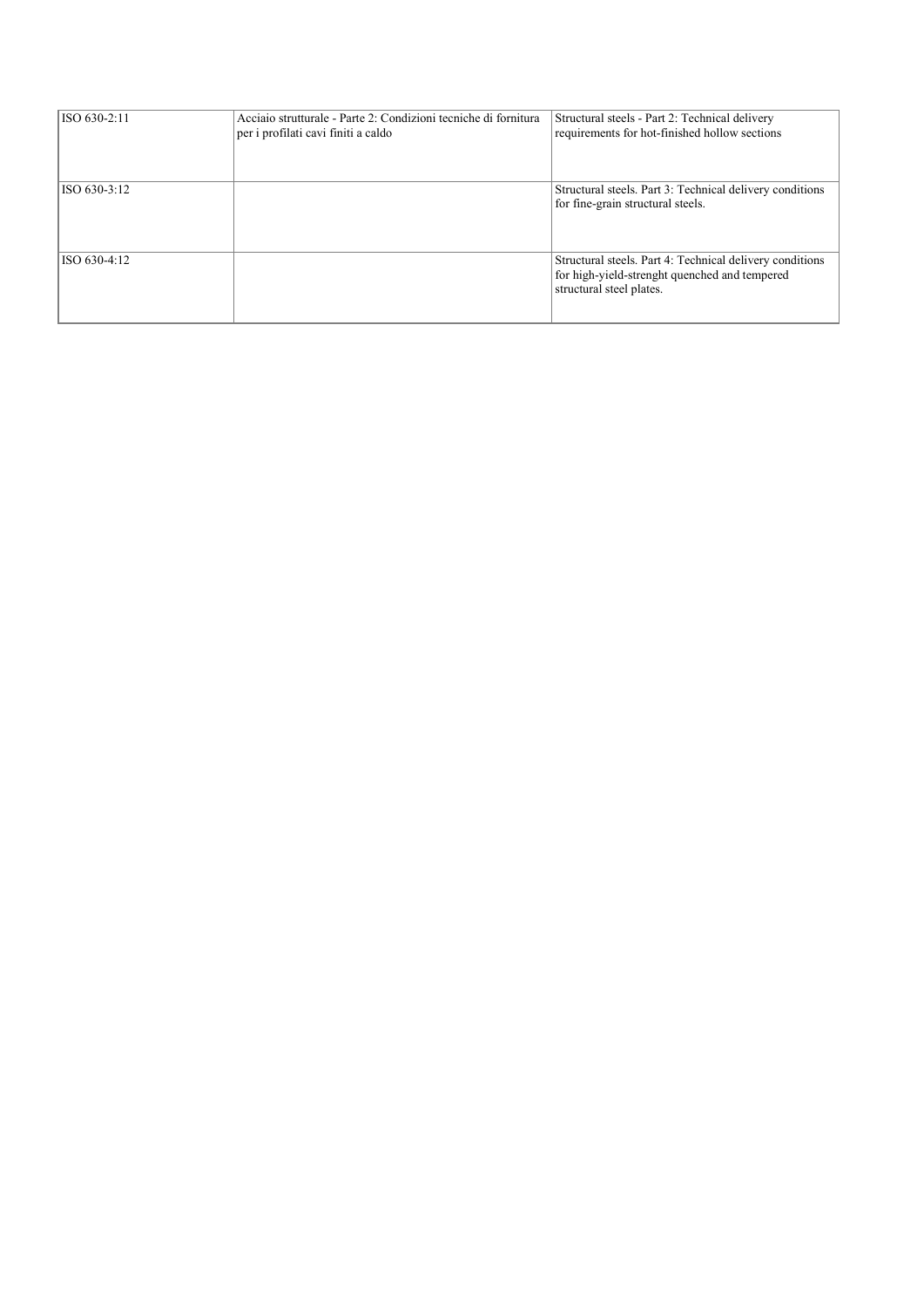| | | |
|---|---|---|
| ISO 630-2:11 | Acciaio strutturale - Parte 2: Condizioni tecniche di fornitura per i profilati cavi finiti a caldo | Structural steels - Part 2: Technical delivery requirements for hot-finished hollow sections |
| ISO 630-3:12 | | Structural steels. Part 3: Technical delivery conditions for fine-grain structural steels. |
| ISO 630-4:12 | | Structural steels. Part 4: Technical delivery conditions for high-yield-strenght quenched and tempered structural steel plates. |